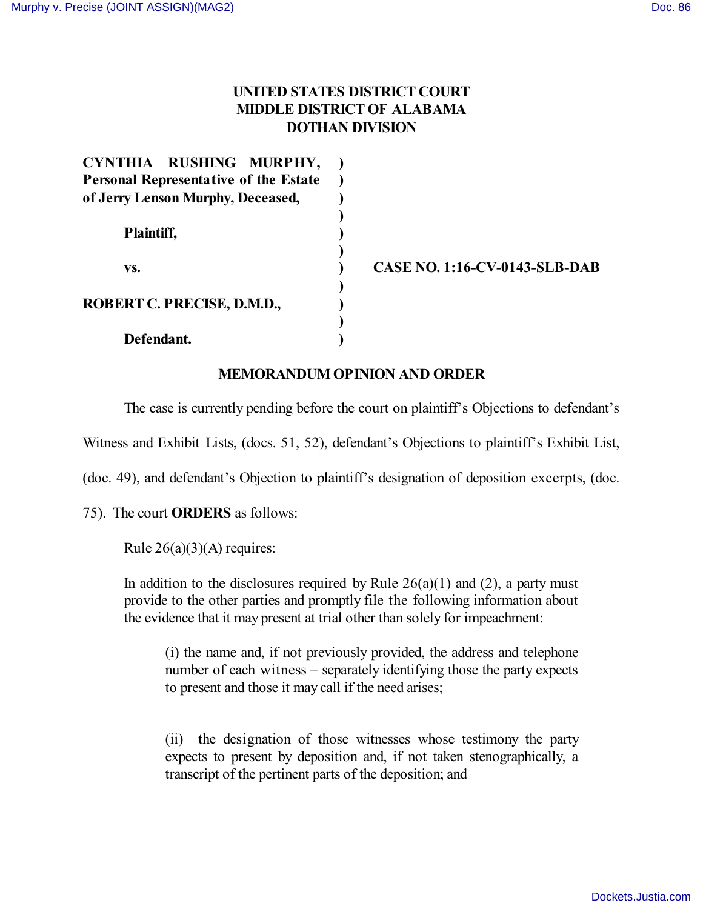**UNITED STATES DISTRICT COURT**
**MIDDLE DISTRICT OF ALABAMA**
**DOTHAN DIVISION**

| | | |
|---|---|---|
| **CYNTHIA RUSHING MURPHY, Personal Representative of the Estate of Jerry Lenson Murphy, Deceased,** | ) | |
| | ) | |
| **Plaintiff,** | ) | |
| | ) | |
| **vs.** | ) | **CASE NO. 1:16-CV-0143-SLB-DAB** |
| | ) | |
| **ROBERT C. PRECISE, D.M.D.,** | ) | |
| | ) | |
| **Defendant.** | ) | |

**MEMORANDUM OPINION AND ORDER**

The case is currently pending before the court on plaintiff's Objections to defendant's Witness and Exhibit Lists, (docs. 51, 52), defendant's Objections to plaintiff's Exhibit List, (doc. 49), and defendant's Objection to plaintiff's designation of deposition excerpts, (doc. 75). The court **ORDERS** as follows:

Rule 26(a)(3)(A) requires:

> In addition to the disclosures required by Rule 26(a)(1) and (2), a party must provide to the other parties and promptly file the following information about the evidence that it may present at trial other than solely for impeachment:
>
> > (i) the name and, if not previously provided, the address and telephone number of each witness – separately identifying those the party expects to present and those it may call if the need arises;
> >
> > (ii) the designation of those witnesses whose testimony the party expects to present by deposition and, if not taken stenographically, a transcript of the pertinent parts of the deposition; and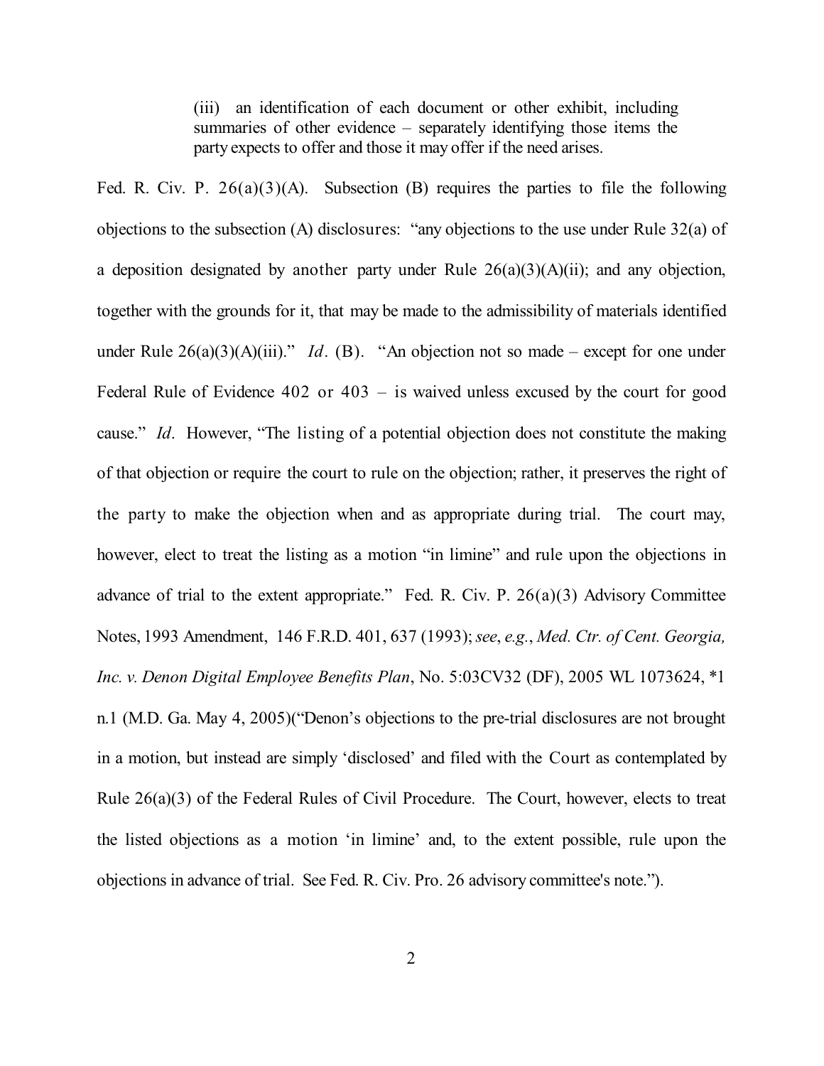> (iii) an identification of each document or other exhibit, including summaries of other evidence – separately identifying those items the party expects to offer and those it may offer if the need arises.

Fed. R. Civ. P. 26(a)(3)(A). Subsection (B) requires the parties to file the following objections to the subsection (A) disclosures: "any objections to the use under Rule 32(a) of a deposition designated by another party under Rule 26(a)(3)(A)(ii); and any objection, together with the grounds for it, that may be made to the admissibility of materials identified under Rule 26(a)(3)(A)(iii)." *Id*. (B). "An objection not so made – except for one under Federal Rule of Evidence 402 or 403 – is waived unless excused by the court for good cause." *Id*. However, "The listing of a potential objection does not constitute the making of that objection or require the court to rule on the objection; rather, it preserves the right of the party to make the objection when and as appropriate during trial. The court may, however, elect to treat the listing as a motion "in limine" and rule upon the objections in advance of trial to the extent appropriate." Fed. R. Civ. P. 26(a)(3) Advisory Committee Notes, 1993 Amendment, 146 F.R.D. 401, 637 (1993); *see*, *e.g.*, *Med. Ctr. of Cent. Georgia, Inc. v. Denon Digital Employee Benefits Plan*, No. 5:03CV32 (DF), 2005 WL 1073624, *1 n.1 (M.D. Ga. May 4, 2005)("Denon's objections to the pre-trial disclosures are not brought in a motion, but instead are simply 'disclosed' and filed with the Court as contemplated by Rule 26(a)(3) of the Federal Rules of Civil Procedure. The Court, however, elects to treat the listed objections as a motion 'in limine' and, to the extent possible, rule upon the objections in advance of trial. See Fed. R. Civ. Pro. 26 advisory committee's note.").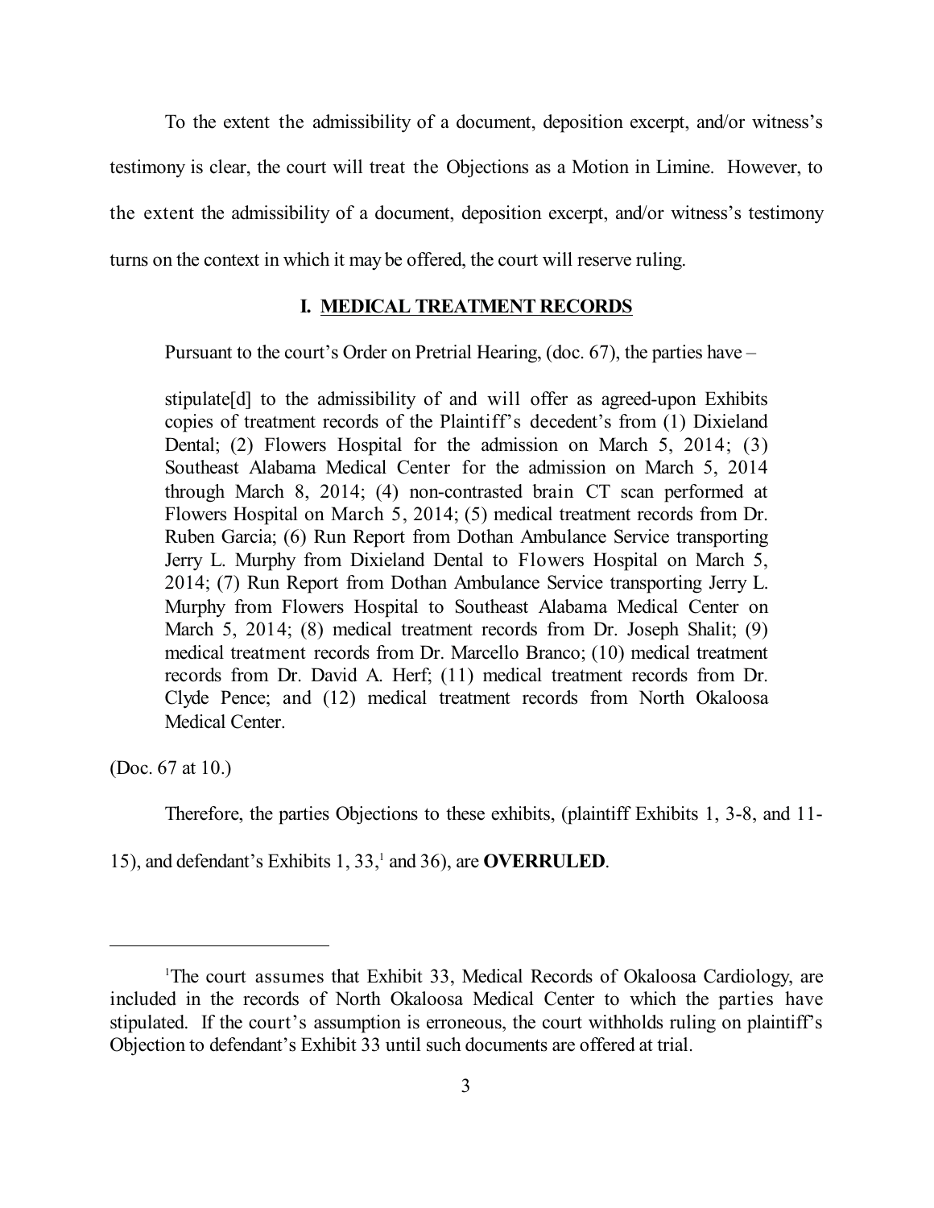To the extent the admissibility of a document, deposition excerpt, and/or witness's testimony is clear, the court will treat the Objections as a Motion in Limine. However, to the extent the admissibility of a document, deposition excerpt, and/or witness's testimony turns on the context in which it may be offered, the court will reserve ruling.

## I. MEDICAL TREATMENT RECORDS

Pursuant to the court's Order on Pretrial Hearing, (doc. 67), the parties have –

> stipulate[d] to the admissibility of and will offer as agreed-upon Exhibits copies of treatment records of the Plaintiff's decedent's from (1) Dixieland Dental; (2) Flowers Hospital for the admission on March 5, 2014; (3) Southeast Alabama Medical Center for the admission on March 5, 2014 through March 8, 2014; (4) non-contrasted brain CT scan performed at Flowers Hospital on March 5, 2014; (5) medical treatment records from Dr. Ruben Garcia; (6) Run Report from Dothan Ambulance Service transporting Jerry L. Murphy from Dixieland Dental to Flowers Hospital on March 5, 2014; (7) Run Report from Dothan Ambulance Service transporting Jerry L. Murphy from Flowers Hospital to Southeast Alabama Medical Center on March 5, 2014; (8) medical treatment records from Dr. Joseph Shalit; (9) medical treatment records from Dr. Marcello Branco; (10) medical treatment records from Dr. David A. Herf; (11) medical treatment records from Dr. Clyde Pence; and (12) medical treatment records from North Okaloosa Medical Center.

(Doc. 67 at 10.)

Therefore, the parties Objections to these exhibits, (plaintiff Exhibits 1, 3-8, and 11-15), and defendant's Exhibits 1, 33,[1] and 36), are **OVERRULED**.

---

[1] The court assumes that Exhibit 33, Medical Records of Okaloosa Cardiology, are included in the records of North Okaloosa Medical Center to which the parties have stipulated. If the court's assumption is erroneous, the court withholds ruling on plaintiff's Objection to defendant's Exhibit 33 until such documents are offered at trial.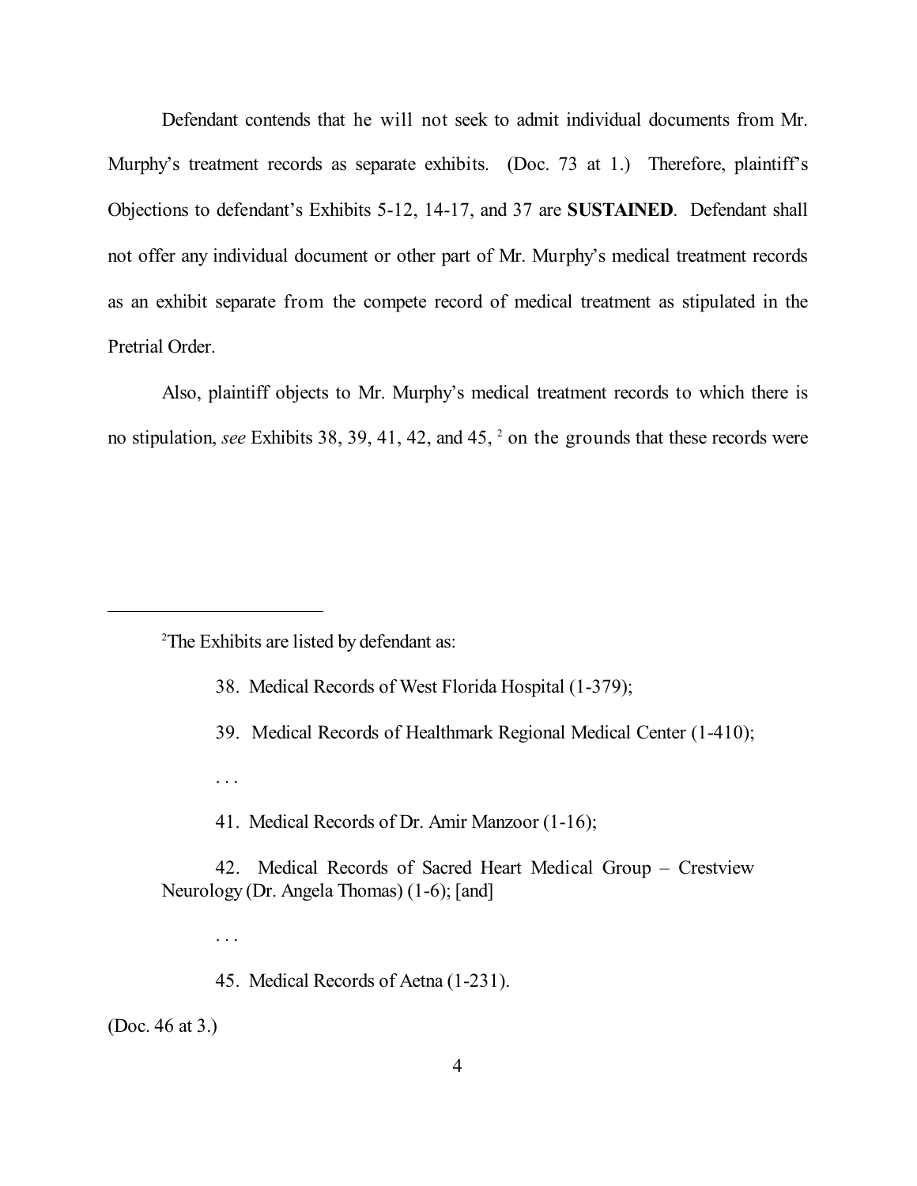Defendant contends that he will not seek to admit individual documents from Mr. Murphy's treatment records as separate exhibits. (Doc. 73 at 1.) Therefore, plaintiff's Objections to defendant's Exhibits 5-12, 14-17, and 37 are **SUSTAINED**. Defendant shall not offer any individual document or other part of Mr. Murphy's medical treatment records as an exhibit separate from the compete record of medical treatment as stipulated in the Pretrial Order.

Also, plaintiff objects to Mr. Murphy's medical treatment records to which there is no stipulation, *see* Exhibits 38, 39, 41, 42, and 45, [2] on the grounds that these records were

---

[2]The Exhibits are listed by defendant as:

> 38. Medical Records of West Florida Hospital (1-379);
>
> 39. Medical Records of Healthmark Regional Medical Center (1-410);
>
> . . .
>
> 41. Medical Records of Dr. Amir Manzoor (1-16);
>
> 42. Medical Records of Sacred Heart Medical Group – Crestview Neurology (Dr. Angela Thomas) (1-6); [and]
>
> . . .
>
> 45. Medical Records of Aetna (1-231).

(Doc. 46 at 3.)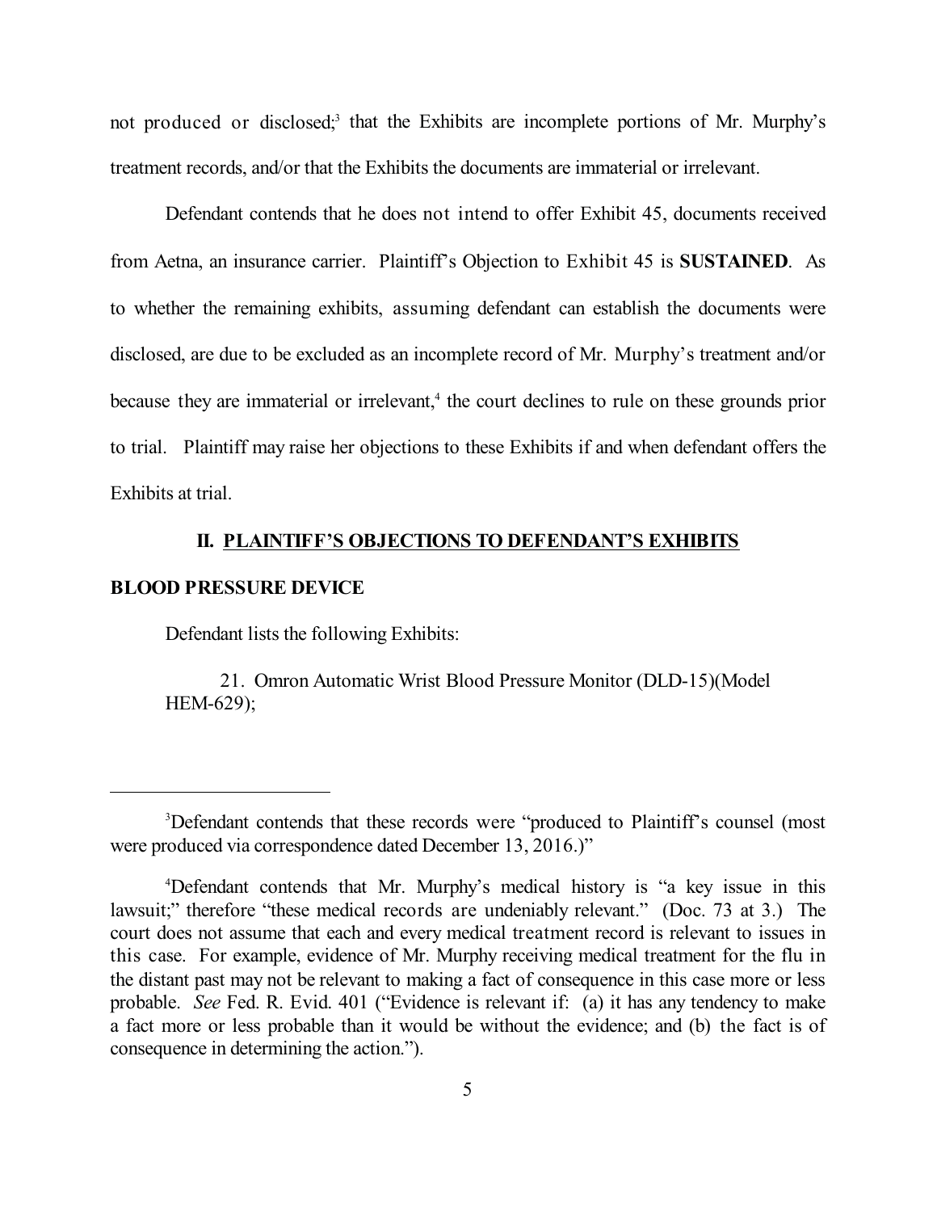not produced or disclosed;[3] that the Exhibits are incomplete portions of Mr. Murphy's treatment records, and/or that the Exhibits the documents are immaterial or irrelevant.

Defendant contends that he does not intend to offer Exhibit 45, documents received from Aetna, an insurance carrier. Plaintiff's Objection to Exhibit 45 is **SUSTAINED**. As to whether the remaining exhibits, assuming defendant can establish the documents were disclosed, are due to be excluded as an incomplete record of Mr. Murphy's treatment and/or because they are immaterial or irrelevant,[4] the court declines to rule on these grounds prior to trial. Plaintiff may raise her objections to these Exhibits if and when defendant offers the Exhibits at trial.

## II. PLAINTIFF'S OBJECTIONS TO DEFENDANT'S EXHIBITS

### BLOOD PRESSURE DEVICE

Defendant lists the following Exhibits:

> 21. Omron Automatic Wrist Blood Pressure Monitor (DLD-15)(Model HEM-629);

---

[3]Defendant contends that these records were "produced to Plaintiff's counsel (most were produced via correspondence dated December 13, 2016.)"

[4]Defendant contends that Mr. Murphy's medical history is "a key issue in this lawsuit;" therefore "these medical records are undeniably relevant." (Doc. 73 at 3.) The court does not assume that each and every medical treatment record is relevant to issues in this case. For example, evidence of Mr. Murphy receiving medical treatment for the flu in the distant past may not be relevant to making a fact of consequence in this case more or less probable. *See* Fed. R. Evid. 401 ("Evidence is relevant if: (a) it has any tendency to make a fact more or less probable than it would be without the evidence; and (b) the fact is of consequence in determining the action.").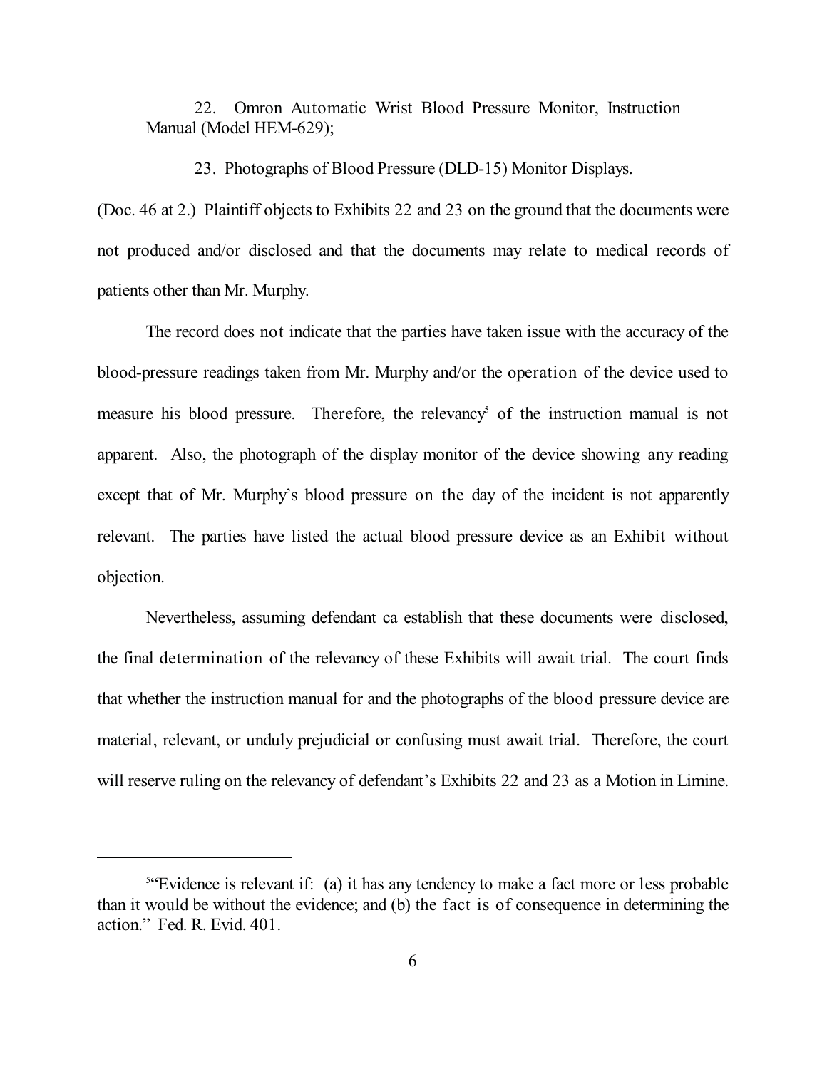22. Omron Automatic Wrist Blood Pressure Monitor, Instruction Manual (Model HEM-629);

23. Photographs of Blood Pressure (DLD-15) Monitor Displays.

(Doc. 46 at 2.) Plaintiff objects to Exhibits 22 and 23 on the ground that the documents were not produced and/or disclosed and that the documents may relate to medical records of patients other than Mr. Murphy.

The record does not indicate that the parties have taken issue with the accuracy of the blood-pressure readings taken from Mr. Murphy and/or the operation of the device used to measure his blood pressure. Therefore, the relevancy[5] of the instruction manual is not apparent. Also, the photograph of the display monitor of the device showing any reading except that of Mr. Murphy's blood pressure on the day of the incident is not apparently relevant. The parties have listed the actual blood pressure device as an Exhibit without objection.

Nevertheless, assuming defendant ca establish that these documents were disclosed, the final determination of the relevancy of these Exhibits will await trial. The court finds that whether the instruction manual for and the photographs of the blood pressure device are material, relevant, or unduly prejudicial or confusing must await trial. Therefore, the court will reserve ruling on the relevancy of defendant's Exhibits 22 and 23 as a Motion in Limine.

---

[5] "Evidence is relevant if: (a) it has any tendency to make a fact more or less probable than it would be without the evidence; and (b) the fact is of consequence in determining the action." Fed. R. Evid. 401.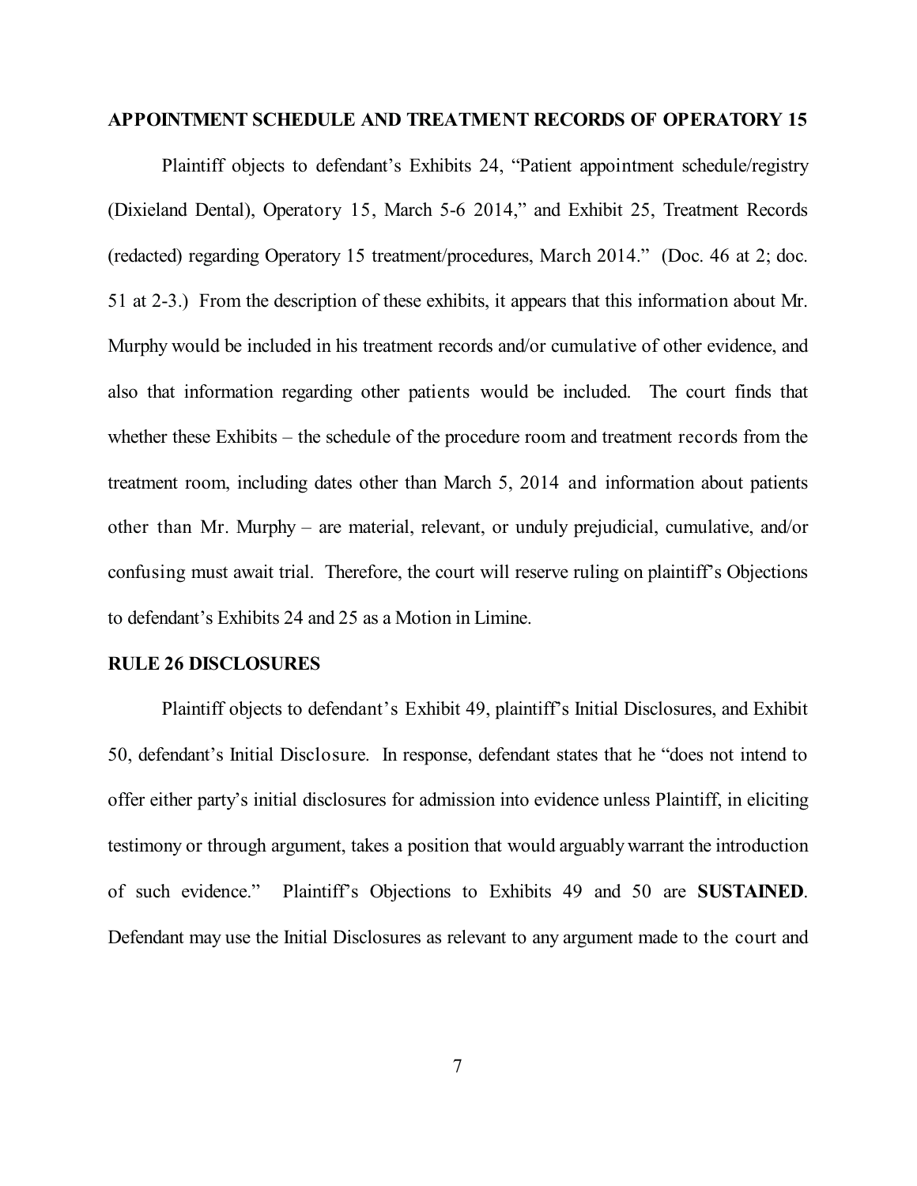**APPOINTMENT SCHEDULE AND TREATMENT RECORDS OF OPERATORY 15**

Plaintiff objects to defendant's Exhibits 24, "Patient appointment schedule/registry (Dixieland Dental), Operatory 15, March 5-6 2014," and Exhibit 25, Treatment Records (redacted) regarding Operatory 15 treatment/procedures, March 2014." (Doc. 46 at 2; doc. 51 at 2-3.) From the description of these exhibits, it appears that this information about Mr. Murphy would be included in his treatment records and/or cumulative of other evidence, and also that information regarding other patients would be included. The court finds that whether these Exhibits – the schedule of the procedure room and treatment records from the treatment room, including dates other than March 5, 2014 and information about patients other than Mr. Murphy – are material, relevant, or unduly prejudicial, cumulative, and/or confusing must await trial. Therefore, the court will reserve ruling on plaintiff's Objections to defendant's Exhibits 24 and 25 as a Motion in Limine.

**RULE 26 DISCLOSURES**

Plaintiff objects to defendant's Exhibit 49, plaintiff's Initial Disclosures, and Exhibit 50, defendant's Initial Disclosure. In response, defendant states that he "does not intend to offer either party's initial disclosures for admission into evidence unless Plaintiff, in eliciting testimony or through argument, takes a position that would arguably warrant the introduction of such evidence." Plaintiff's Objections to Exhibits 49 and 50 are **SUSTAINED**. Defendant may use the Initial Disclosures as relevant to any argument made to the court and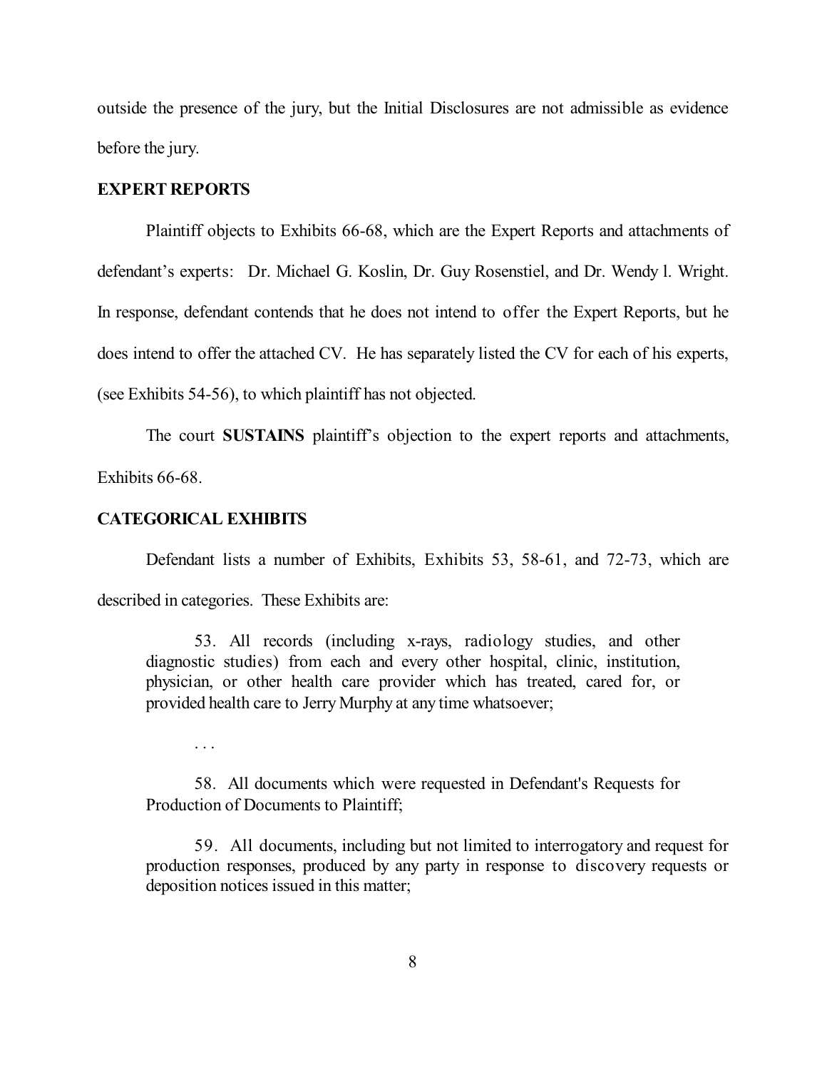outside the presence of the jury, but the Initial Disclosures are not admissible as evidence before the jury.

**EXPERT REPORTS**

Plaintiff objects to Exhibits 66-68, which are the Expert Reports and attachments of defendant's experts: Dr. Michael G. Koslin, Dr. Guy Rosenstiel, and Dr. Wendy l. Wright. In response, defendant contends that he does not intend to offer the Expert Reports, but he does intend to offer the attached CV. He has separately listed the CV for each of his experts, (see Exhibits 54-56), to which plaintiff has not objected.

The court **SUSTAINS** plaintiff's objection to the expert reports and attachments, Exhibits 66-68.

**CATEGORICAL EXHIBITS**

Defendant lists a number of Exhibits, Exhibits 53, 58-61, and 72-73, which are described in categories. These Exhibits are:

> 53. All records (including x-rays, radiology studies, and other diagnostic studies) from each and every other hospital, clinic, institution, physician, or other health care provider which has treated, cared for, or provided health care to Jerry Murphy at any time whatsoever;
>
> . . .
>
> 58. All documents which were requested in Defendant's Requests for Production of Documents to Plaintiff;
>
> 59. All documents, including but not limited to interrogatory and request for production responses, produced by any party in response to discovery requests or deposition notices issued in this matter;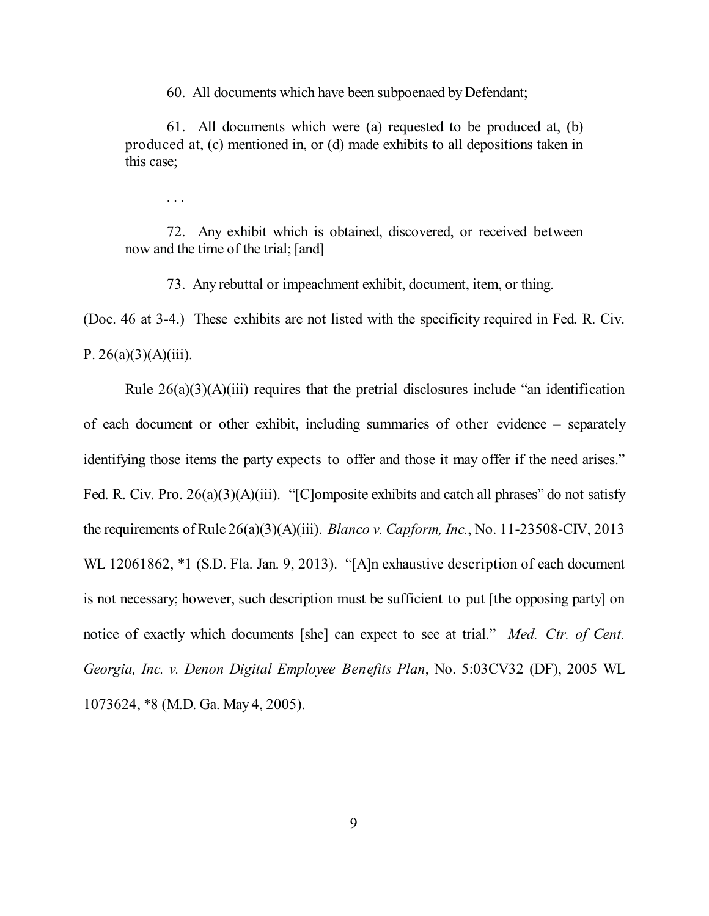> 60. All documents which have been subpoenaed by Defendant;
>
> 61. All documents which were (a) requested to be produced at, (b) produced at, (c) mentioned in, or (d) made exhibits to all depositions taken in this case;
>
> . . .
>
> 72. Any exhibit which is obtained, discovered, or received between now and the time of the trial; [and]
>
> 73. Any rebuttal or impeachment exhibit, document, item, or thing.

(Doc. 46 at 3-4.) These exhibits are not listed with the specificity required in Fed. R. Civ. P. 26(a)(3)(A)(iii).

Rule 26(a)(3)(A)(iii) requires that the pretrial disclosures include "an identification of each document or other exhibit, including summaries of other evidence – separately identifying those items the party expects to offer and those it may offer if the need arises." Fed. R. Civ. Pro. 26(a)(3)(A)(iii). "[C]omposite exhibits and catch all phrases" do not satisfy the requirements of Rule 26(a)(3)(A)(iii). *Blanco v. Capform, Inc.*, No. 11-23508-CIV, 2013 WL 12061862, *1 (S.D. Fla. Jan. 9, 2013). "[A]n exhaustive description of each document is not necessary; however, such description must be sufficient to put [the opposing party] on notice of exactly which documents [she] can expect to see at trial." *Med. Ctr. of Cent. Georgia, Inc. v. Denon Digital Employee Benefits Plan*, No. 5:03CV32 (DF), 2005 WL 1073624, *8 (M.D. Ga. May 4, 2005).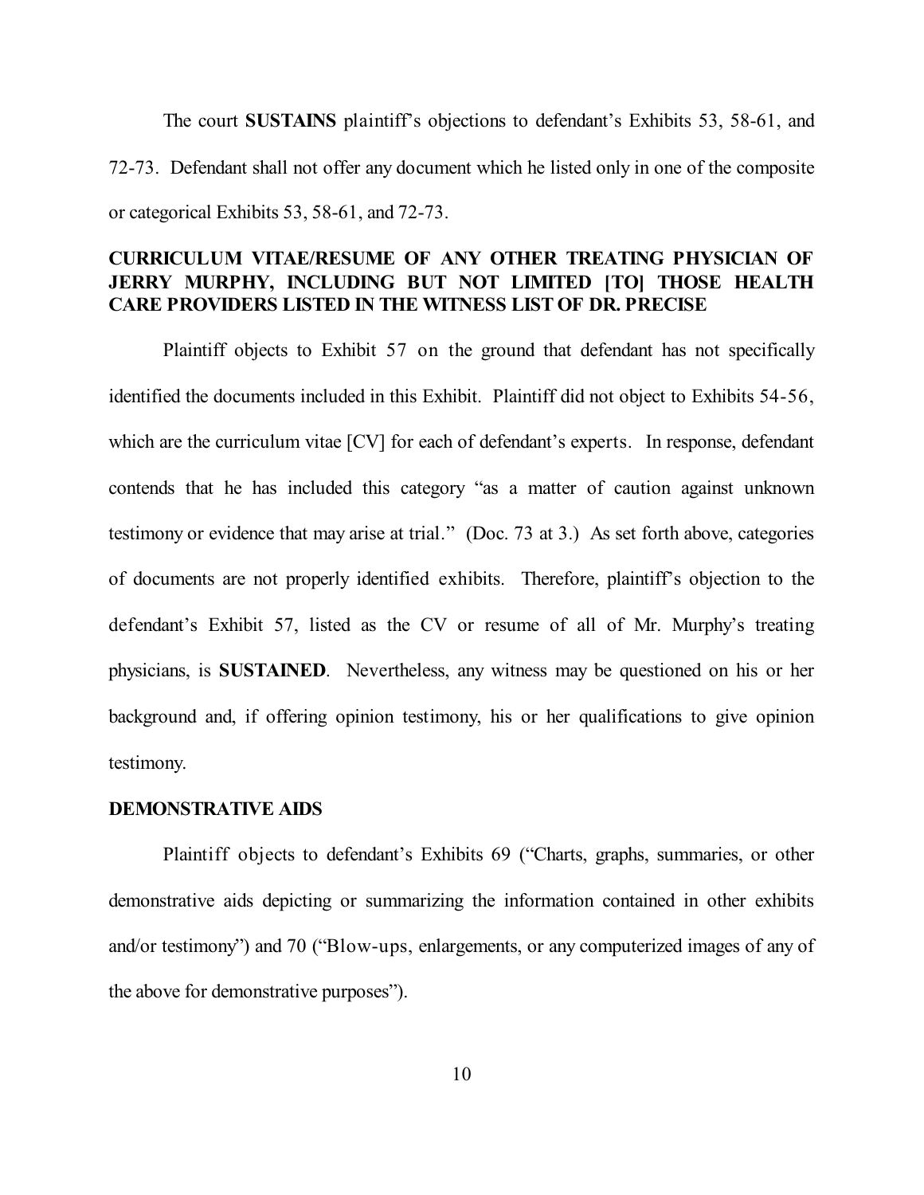The court **SUSTAINS** plaintiff's objections to defendant's Exhibits 53, 58-61, and 72-73. Defendant shall not offer any document which he listed only in one of the composite or categorical Exhibits 53, 58-61, and 72-73.

**CURRICULUM VITAE/RESUME OF ANY OTHER TREATING PHYSICIAN OF JERRY MURPHY, INCLUDING BUT NOT LIMITED [TO] THOSE HEALTH CARE PROVIDERS LISTED IN THE WITNESS LIST OF DR. PRECISE**

Plaintiff objects to Exhibit 57 on the ground that defendant has not specifically identified the documents included in this Exhibit. Plaintiff did not object to Exhibits 54-56, which are the curriculum vitae [CV] for each of defendant's experts. In response, defendant contends that he has included this category "as a matter of caution against unknown testimony or evidence that may arise at trial." (Doc. 73 at 3.) As set forth above, categories of documents are not properly identified exhibits. Therefore, plaintiff's objection to the defendant's Exhibit 57, listed as the CV or resume of all of Mr. Murphy's treating physicians, is **SUSTAINED**. Nevertheless, any witness may be questioned on his or her background and, if offering opinion testimony, his or her qualifications to give opinion testimony.

**DEMONSTRATIVE AIDS**

Plaintiff objects to defendant's Exhibits 69 ("Charts, graphs, summaries, or other demonstrative aids depicting or summarizing the information contained in other exhibits and/or testimony") and 70 ("Blow-ups, enlargements, or any computerized images of any of the above for demonstrative purposes").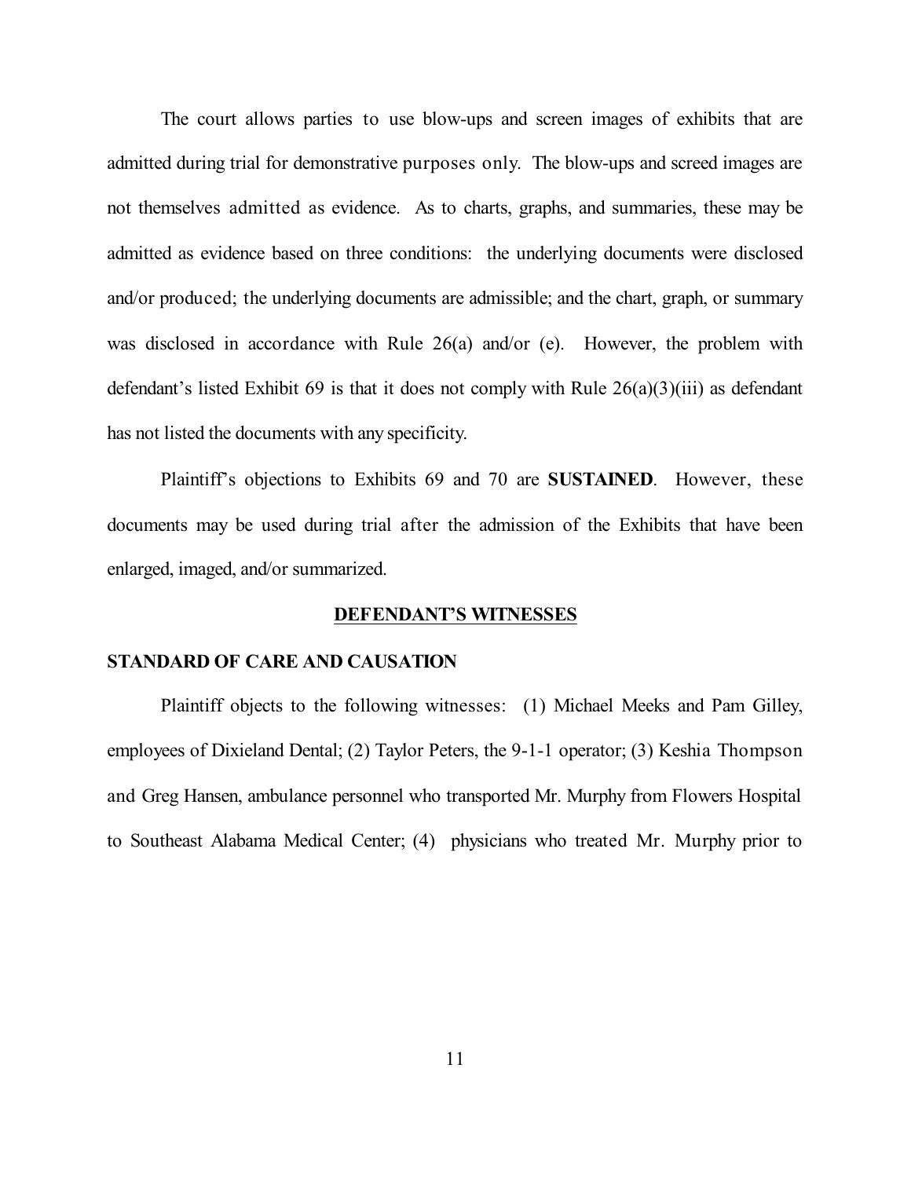The court allows parties to use blow-ups and screen images of exhibits that are admitted during trial for demonstrative purposes only. The blow-ups and screed images are not themselves admitted as evidence. As to charts, graphs, and summaries, these may be admitted as evidence based on three conditions: the underlying documents were disclosed and/or produced; the underlying documents are admissible; and the chart, graph, or summary was disclosed in accordance with Rule 26(a) and/or (e). However, the problem with defendant's listed Exhibit 69 is that it does not comply with Rule 26(a)(3)(iii) as defendant has not listed the documents with any specificity.

Plaintiff's objections to Exhibits 69 and 70 are **SUSTAINED**. However, these documents may be used during trial after the admission of the Exhibits that have been enlarged, imaged, and/or summarized.

## DEFENDANT'S WITNESSES

### STANDARD OF CARE AND CAUSATION

Plaintiff objects to the following witnesses: (1) Michael Meeks and Pam Gilley, employees of Dixieland Dental; (2) Taylor Peters, the 9-1-1 operator; (3) Keshia Thompson and Greg Hansen, ambulance personnel who transported Mr. Murphy from Flowers Hospital to Southeast Alabama Medical Center; (4) physicians who treated Mr. Murphy prior to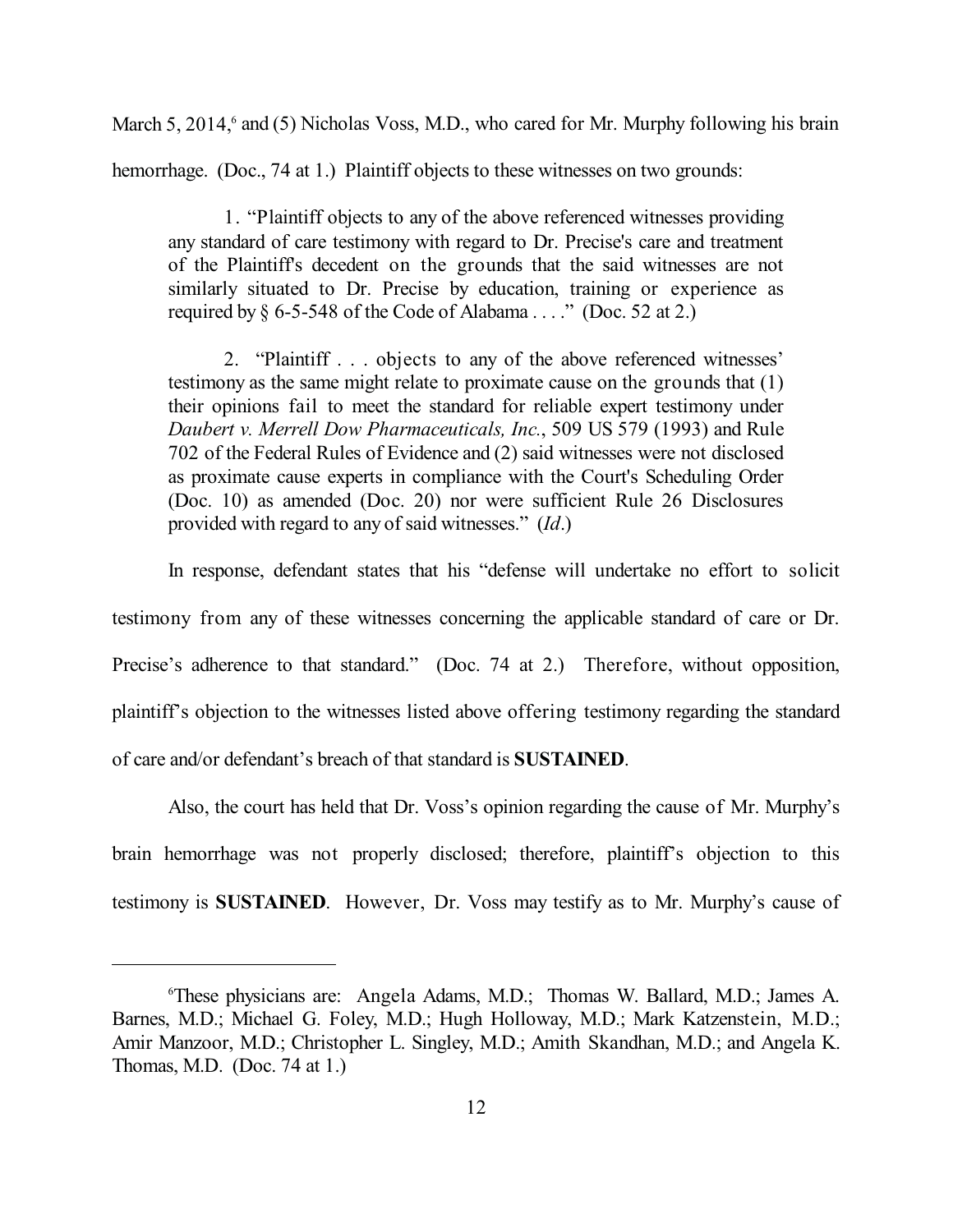March 5, 2014,[6] and (5) Nicholas Voss, M.D., who cared for Mr. Murphy following his brain hemorrhage. (Doc., 74 at 1.) Plaintiff objects to these witnesses on two grounds:

> 1. "Plaintiff objects to any of the above referenced witnesses providing any standard of care testimony with regard to Dr. Precise's care and treatment of the Plaintiff's decedent on the grounds that the said witnesses are not similarly situated to Dr. Precise by education, training or experience as required by § 6-5-548 of the Code of Alabama . . . ." (Doc. 52 at 2.)
>
> 2. "Plaintiff . . . objects to any of the above referenced witnesses' testimony as the same might relate to proximate cause on the grounds that (1) their opinions fail to meet the standard for reliable expert testimony under *Daubert v. Merrell Dow Pharmaceuticals, Inc.*, 509 US 579 (1993) and Rule 702 of the Federal Rules of Evidence and (2) said witnesses were not disclosed as proximate cause experts in compliance with the Court's Scheduling Order (Doc. 10) as amended (Doc. 20) nor were sufficient Rule 26 Disclosures provided with regard to any of said witnesses." (*Id*.)

In response, defendant states that his "defense will undertake no effort to solicit testimony from any of these witnesses concerning the applicable standard of care or Dr. Precise's adherence to that standard." (Doc. 74 at 2.) Therefore, without opposition, plaintiff's objection to the witnesses listed above offering testimony regarding the standard of care and/or defendant's breach of that standard is **SUSTAINED**.

Also, the court has held that Dr. Voss's opinion regarding the cause of Mr. Murphy's brain hemorrhage was not properly disclosed; therefore, plaintiff's objection to this testimony is **SUSTAINED**. However, Dr. Voss may testify as to Mr. Murphy's cause of

---

[6]These physicians are: Angela Adams, M.D.; Thomas W. Ballard, M.D.; James A. Barnes, M.D.; Michael G. Foley, M.D.; Hugh Holloway, M.D.; Mark Katzenstein, M.D.; Amir Manzoor, M.D.; Christopher L. Singley, M.D.; Amith Skandhan, M.D.; and Angela K. Thomas, M.D. (Doc. 74 at 1.)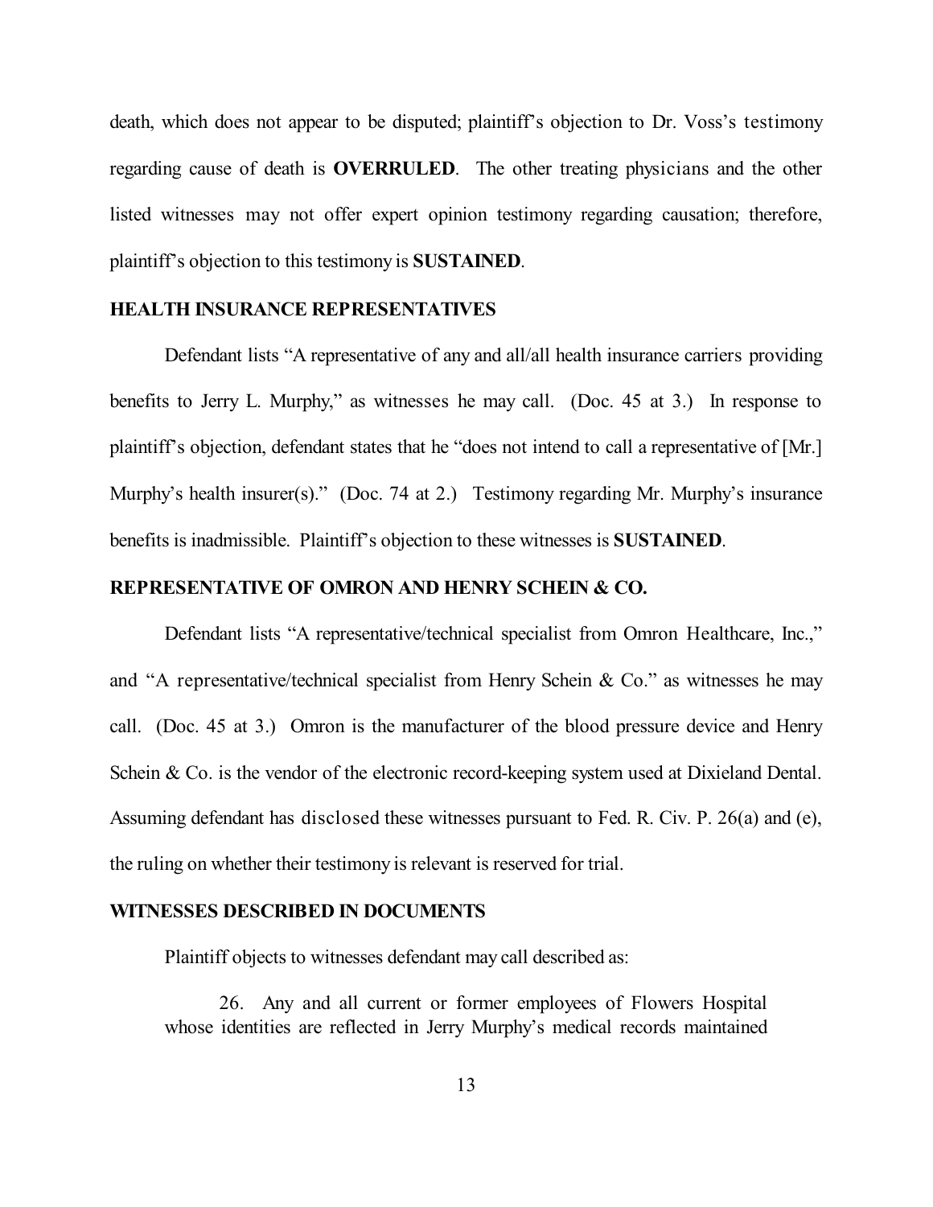death, which does not appear to be disputed; plaintiff's objection to Dr. Voss's testimony regarding cause of death is **OVERRULED**. The other treating physicians and the other listed witnesses may not offer expert opinion testimony regarding causation; therefore, plaintiff's objection to this testimony is **SUSTAINED**.

**HEALTH INSURANCE REPRESENTATIVES**

Defendant lists "A representative of any and all/all health insurance carriers providing benefits to Jerry L. Murphy," as witnesses he may call. (Doc. 45 at 3.) In response to plaintiff's objection, defendant states that he "does not intend to call a representative of [Mr.] Murphy's health insurer(s)." (Doc. 74 at 2.) Testimony regarding Mr. Murphy's insurance benefits is inadmissible. Plaintiff's objection to these witnesses is **SUSTAINED**.

**REPRESENTATIVE OF OMRON AND HENRY SCHEIN & CO.**

Defendant lists "A representative/technical specialist from Omron Healthcare, Inc.," and "A representative/technical specialist from Henry Schein & Co." as witnesses he may call. (Doc. 45 at 3.) Omron is the manufacturer of the blood pressure device and Henry Schein & Co. is the vendor of the electronic record-keeping system used at Dixieland Dental. Assuming defendant has disclosed these witnesses pursuant to Fed. R. Civ. P. 26(a) and (e), the ruling on whether their testimony is relevant is reserved for trial.

**WITNESSES DESCRIBED IN DOCUMENTS**

Plaintiff objects to witnesses defendant may call described as:

> 26. Any and all current or former employees of Flowers Hospital whose identities are reflected in Jerry Murphy's medical records maintained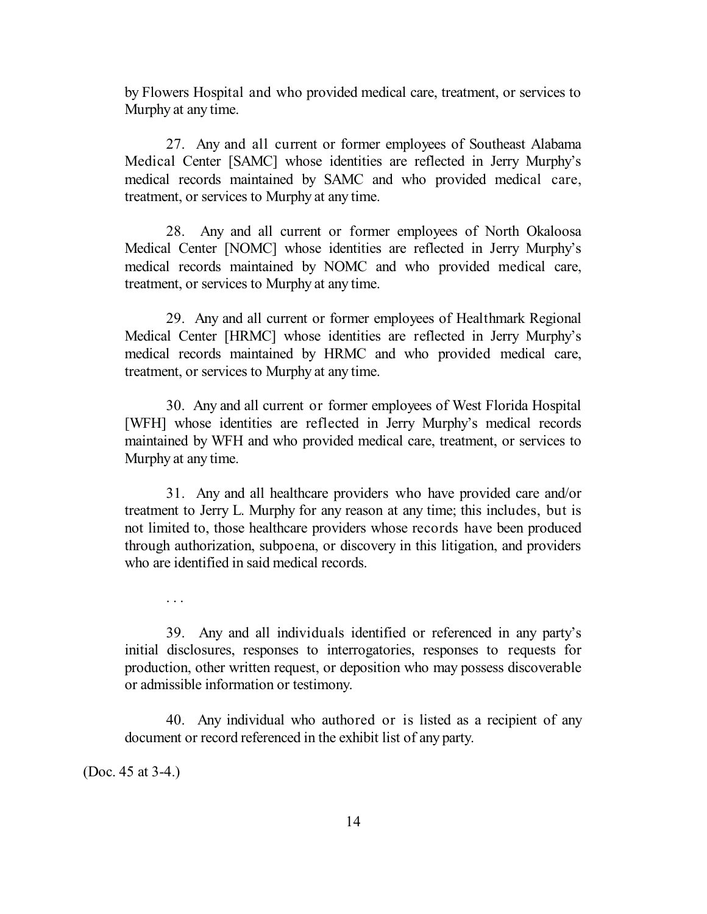by Flowers Hospital and who provided medical care, treatment, or services to Murphy at any time.

27. Any and all current or former employees of Southeast Alabama Medical Center [SAMC] whose identities are reflected in Jerry Murphy's medical records maintained by SAMC and who provided medical care, treatment, or services to Murphy at any time.

28. Any and all current or former employees of North Okaloosa Medical Center [NOMC] whose identities are reflected in Jerry Murphy's medical records maintained by NOMC and who provided medical care, treatment, or services to Murphy at any time.

29. Any and all current or former employees of Healthmark Regional Medical Center [HRMC] whose identities are reflected in Jerry Murphy's medical records maintained by HRMC and who provided medical care, treatment, or services to Murphy at any time.

30. Any and all current or former employees of West Florida Hospital [WFH] whose identities are reflected in Jerry Murphy's medical records maintained by WFH and who provided medical care, treatment, or services to Murphy at any time.

31. Any and all healthcare providers who have provided care and/or treatment to Jerry L. Murphy for any reason at any time; this includes, but is not limited to, those healthcare providers whose records have been produced through authorization, subpoena, or discovery in this litigation, and providers who are identified in said medical records.

. . .

39. Any and all individuals identified or referenced in any party's initial disclosures, responses to interrogatories, responses to requests for production, other written request, or deposition who may possess discoverable or admissible information or testimony.

40. Any individual who authored or is listed as a recipient of any document or record referenced in the exhibit list of any party.

(Doc. 45 at 3-4.)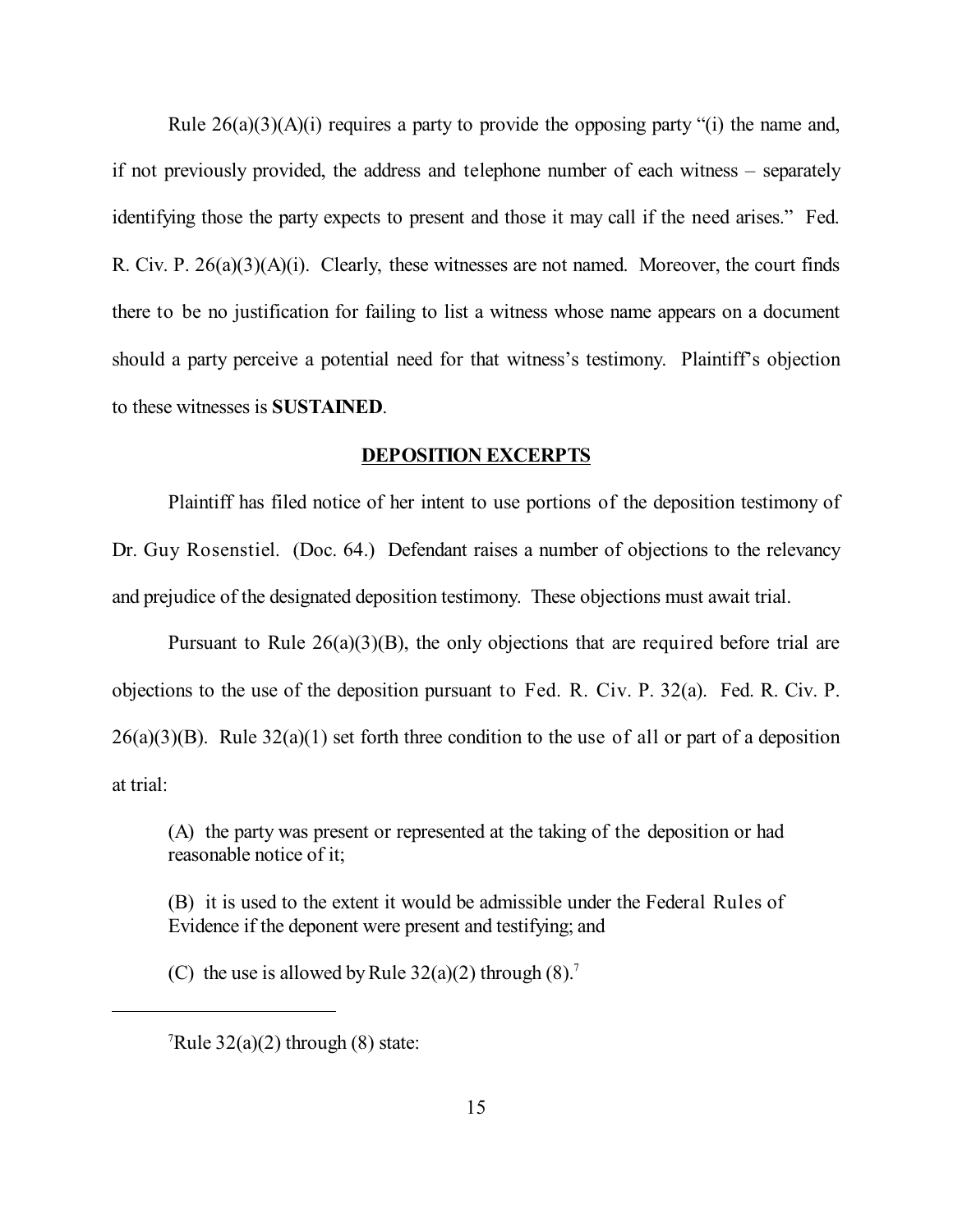Rule 26(a)(3)(A)(i) requires a party to provide the opposing party "(i) the name and, if not previously provided, the address and telephone number of each witness – separately identifying those the party expects to present and those it may call if the need arises." Fed. R. Civ. P. 26(a)(3)(A)(i). Clearly, these witnesses are not named. Moreover, the court finds there to be no justification for failing to list a witness whose name appears on a document should a party perceive a potential need for that witness's testimony. Plaintiff's objection to these witnesses is **SUSTAINED**.

## DEPOSITION EXCERPTS

Plaintiff has filed notice of her intent to use portions of the deposition testimony of Dr. Guy Rosenstiel. (Doc. 64.) Defendant raises a number of objections to the relevancy and prejudice of the designated deposition testimony. These objections must await trial.

Pursuant to Rule 26(a)(3)(B), the only objections that are required before trial are objections to the use of the deposition pursuant to Fed. R. Civ. P. 32(a). Fed. R. Civ. P. 26(a)(3)(B). Rule 32(a)(1) set forth three condition to the use of all or part of a deposition at trial:

> (A) the party was present or represented at the taking of the deposition or had reasonable notice of it;
>
> (B) it is used to the extent it would be admissible under the Federal Rules of Evidence if the deponent were present and testifying; and
>
> (C) the use is allowed by Rule 32(a)(2) through (8).[7]

---

[7]Rule 32(a)(2) through (8) state: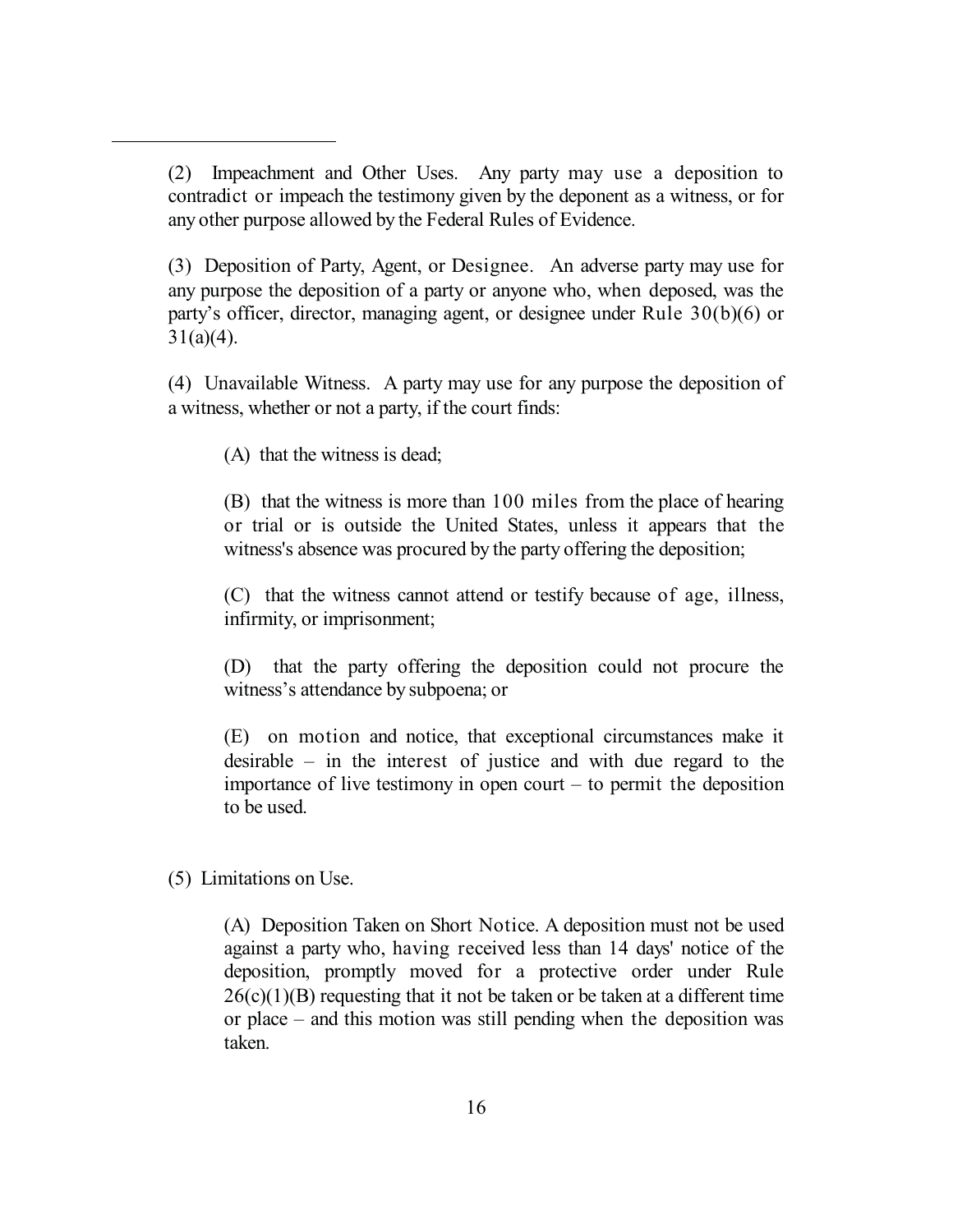(2) Impeachment and Other Uses. Any party may use a deposition to contradict or impeach the testimony given by the deponent as a witness, or for any other purpose allowed by the Federal Rules of Evidence.

(3) Deposition of Party, Agent, or Designee. An adverse party may use for any purpose the deposition of a party or anyone who, when deposed, was the party's officer, director, managing agent, or designee under Rule 30(b)(6) or 31(a)(4).

(4) Unavailable Witness. A party may use for any purpose the deposition of a witness, whether or not a party, if the court finds:

> (A) that the witness is dead;
>
> (B) that the witness is more than 100 miles from the place of hearing or trial or is outside the United States, unless it appears that the witness's absence was procured by the party offering the deposition;
>
> (C) that the witness cannot attend or testify because of age, illness, infirmity, or imprisonment;
>
> (D) that the party offering the deposition could not procure the witness's attendance by subpoena; or
>
> (E) on motion and notice, that exceptional circumstances make it desirable – in the interest of justice and with due regard to the importance of live testimony in open court – to permit the deposition to be used.

(5) Limitations on Use.

> (A) Deposition Taken on Short Notice. A deposition must not be used against a party who, having received less than 14 days' notice of the deposition, promptly moved for a protective order under Rule 26(c)(1)(B) requesting that it not be taken or be taken at a different time or place – and this motion was still pending when the deposition was taken.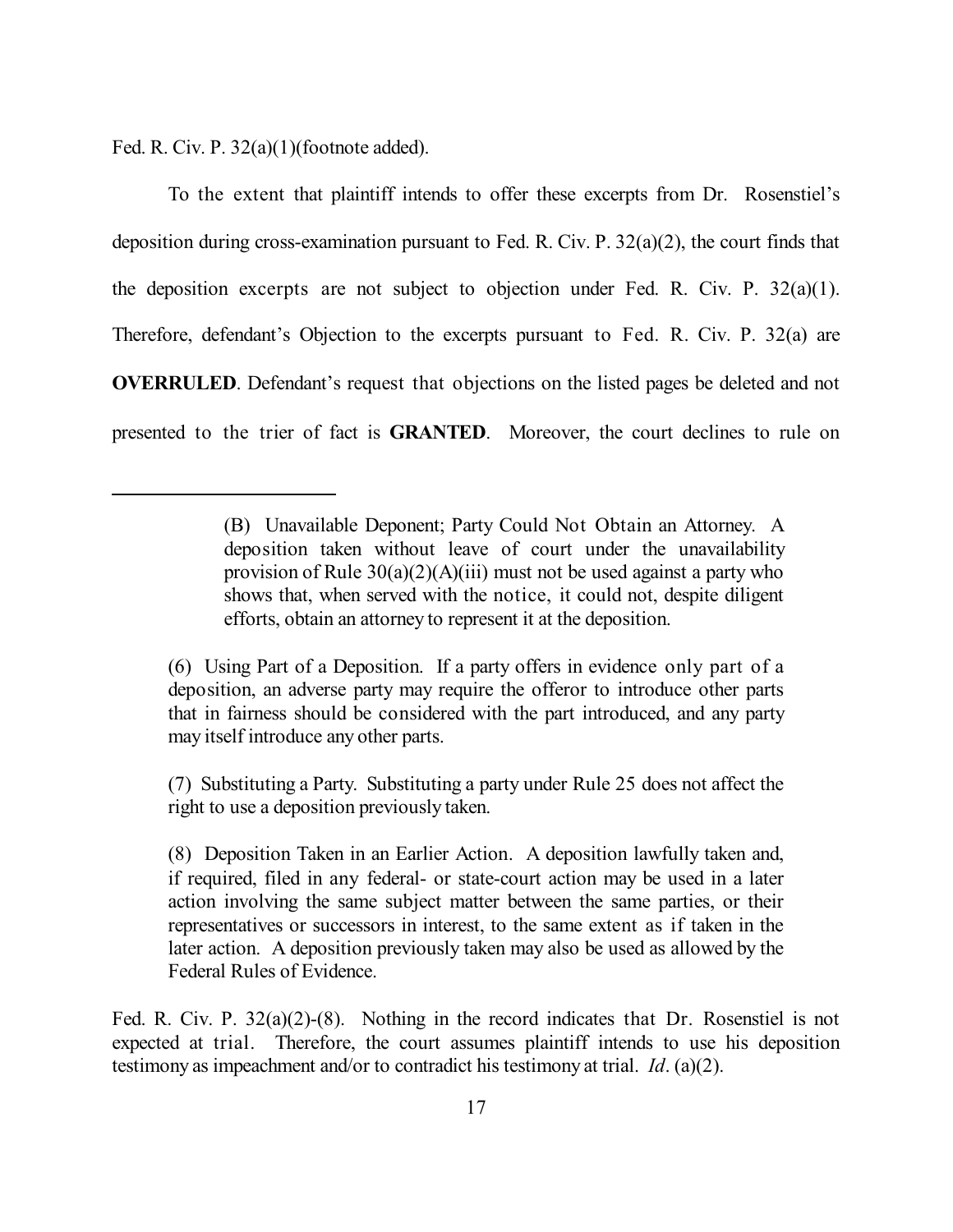Fed. R. Civ. P. 32(a)(1)(footnote added).

To the extent that plaintiff intends to offer these excerpts from Dr. Rosenstiel's deposition during cross-examination pursuant to Fed. R. Civ. P. 32(a)(2), the court finds that the deposition excerpts are not subject to objection under Fed. R. Civ. P. 32(a)(1). Therefore, defendant's Objection to the excerpts pursuant to Fed. R. Civ. P. 32(a) are **OVERRULED**. Defendant's request that objections on the listed pages be deleted and not presented to the trier of fact is **GRANTED**. Moreover, the court declines to rule on

---

> (B) Unavailable Deponent; Party Could Not Obtain an Attorney. A deposition taken without leave of court under the unavailability provision of Rule 30(a)(2)(A)(iii) must not be used against a party who shows that, when served with the notice, it could not, despite diligent efforts, obtain an attorney to represent it at the deposition.
>
> (6) Using Part of a Deposition. If a party offers in evidence only part of a deposition, an adverse party may require the offeror to introduce other parts that in fairness should be considered with the part introduced, and any party may itself introduce any other parts.
>
> (7) Substituting a Party. Substituting a party under Rule 25 does not affect the right to use a deposition previously taken.
>
> (8) Deposition Taken in an Earlier Action. A deposition lawfully taken and, if required, filed in any federal- or state-court action may be used in a later action involving the same subject matter between the same parties, or their representatives or successors in interest, to the same extent as if taken in the later action. A deposition previously taken may also be used as allowed by the Federal Rules of Evidence.

Fed. R. Civ. P. 32(a)(2)-(8). Nothing in the record indicates that Dr. Rosenstiel is not expected at trial. Therefore, the court assumes plaintiff intends to use his deposition testimony as impeachment and/or to contradict his testimony at trial. *Id*. (a)(2).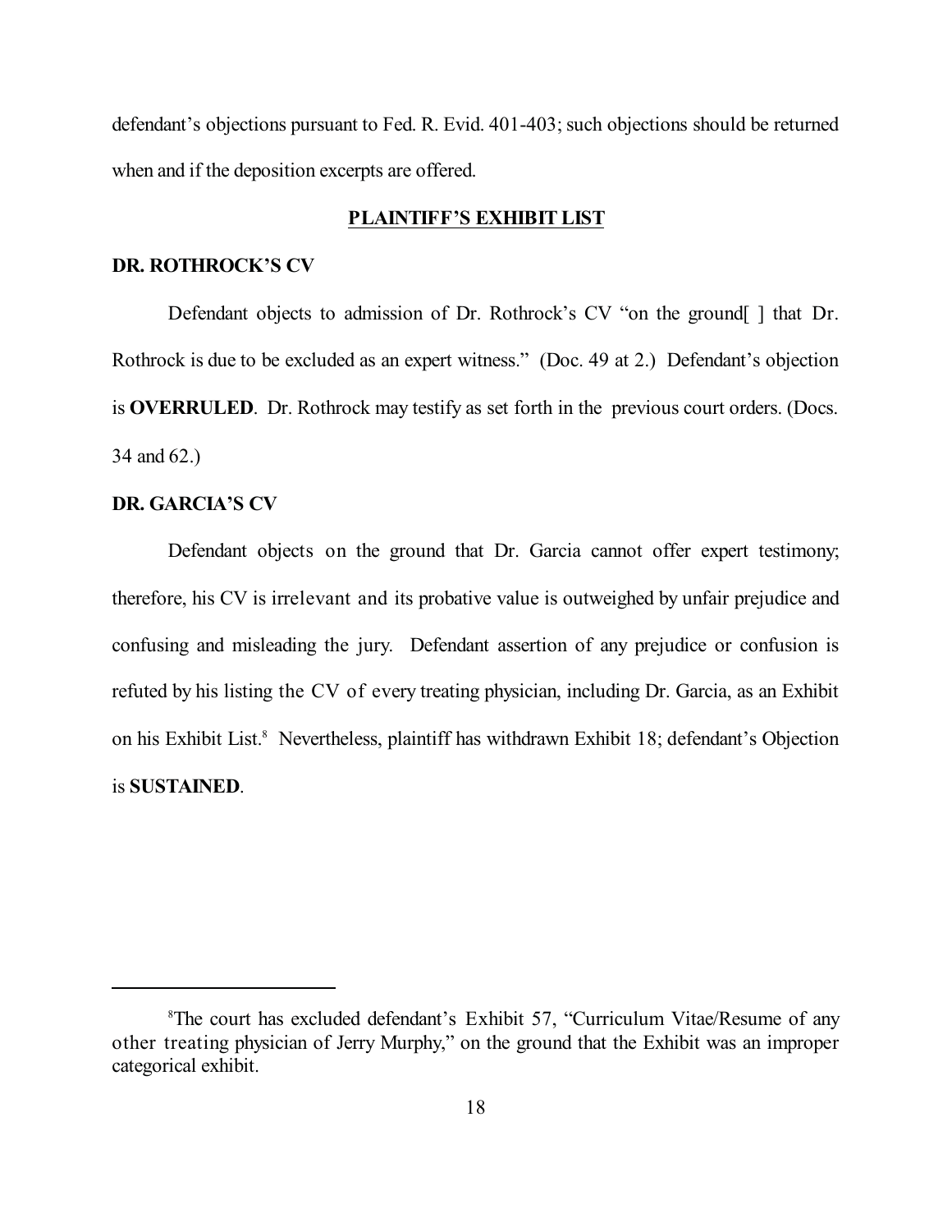defendant's objections pursuant to Fed. R. Evid. 401-403; such objections should be returned when and if the deposition excerpts are offered.

## PLAINTIFF'S EXHIBIT LIST

### DR. ROTHROCK'S CV

Defendant objects to admission of Dr. Rothrock's CV "on the ground[ ] that Dr. Rothrock is due to be excluded as an expert witness." (Doc. 49 at 2.) Defendant's objection is **OVERRULED**. Dr. Rothrock may testify as set forth in the previous court orders. (Docs. 34 and 62.)

### DR. GARCIA'S CV

Defendant objects on the ground that Dr. Garcia cannot offer expert testimony; therefore, his CV is irrelevant and its probative value is outweighed by unfair prejudice and confusing and misleading the jury. Defendant assertion of any prejudice or confusion is refuted by his listing the CV of every treating physician, including Dr. Garcia, as an Exhibit on his Exhibit List.[8] Nevertheless, plaintiff has withdrawn Exhibit 18; defendant's Objection is **SUSTAINED**.

---

[8] The court has excluded defendant's Exhibit 57, "Curriculum Vitae/Resume of any other treating physician of Jerry Murphy," on the ground that the Exhibit was an improper categorical exhibit.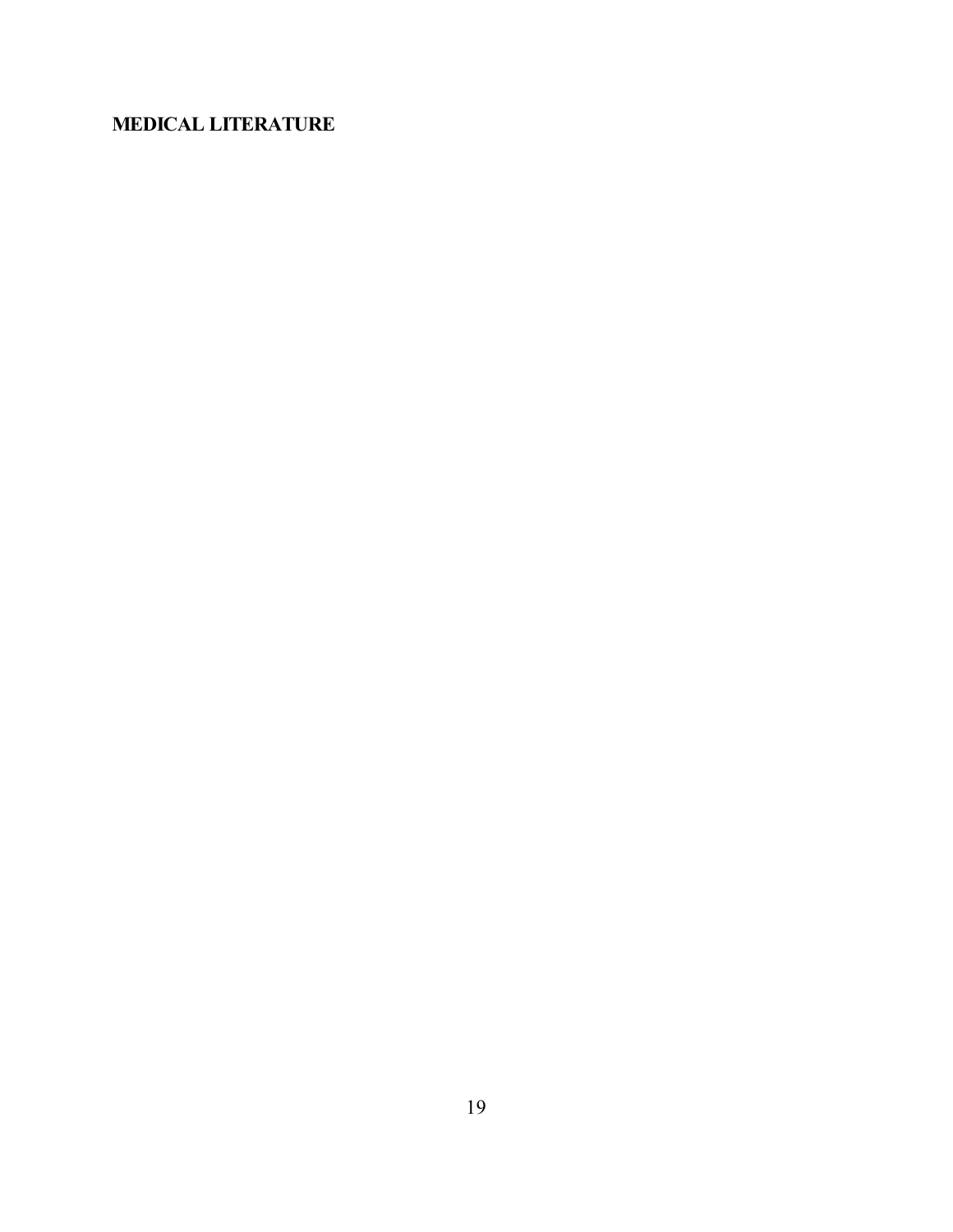## MEDICAL LITERATURE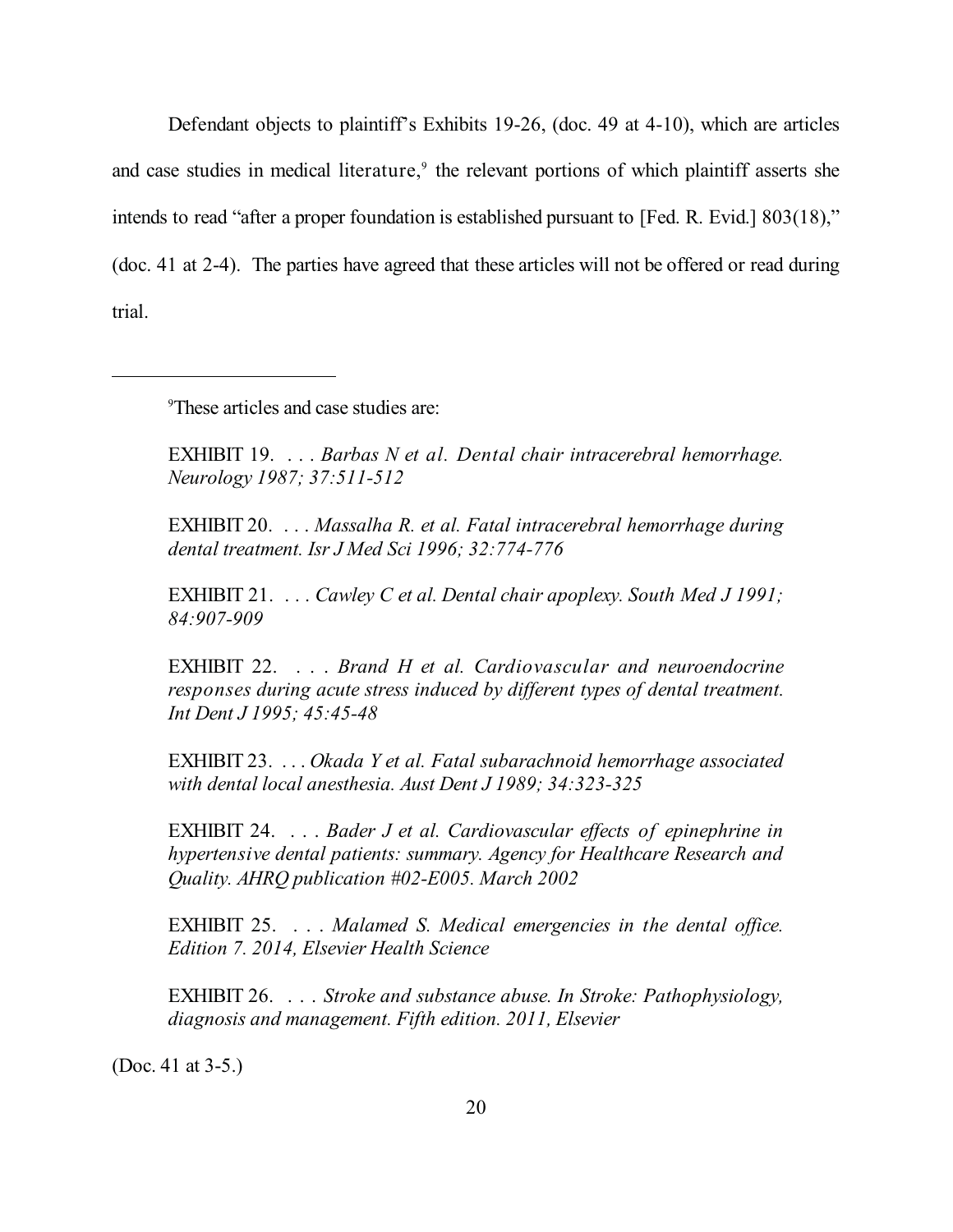Defendant objects to plaintiff's Exhibits 19-26, (doc. 49 at 4-10), which are articles and case studies in medical literature,[9] the relevant portions of which plaintiff asserts she intends to read "after a proper foundation is established pursuant to [Fed. R. Evid.] 803(18)," (doc. 41 at 2-4). The parties have agreed that these articles will not be offered or read during trial.

---

[9]These articles and case studies are:

> EXHIBIT 19. . . . *Barbas N et al. Dental chair intracerebral hemorrhage. Neurology 1987; 37:511-512*
>
> EXHIBIT 20. . . . *Massalha R. et al. Fatal intracerebral hemorrhage during dental treatment. Isr J Med Sci 1996; 32:774-776*
>
> EXHIBIT 21. . . . *Cawley C et al. Dental chair apoplexy. South Med J 1991; 84:907-909*
>
> EXHIBIT 22. . . . *Brand H et al. Cardiovascular and neuroendocrine responses during acute stress induced by different types of dental treatment. Int Dent J 1995; 45:45-48*
>
> EXHIBIT 23. . . . *Okada Y et al. Fatal subarachnoid hemorrhage associated with dental local anesthesia. Aust Dent J 1989; 34:323-325*
>
> EXHIBIT 24. . . . *Bader J et al. Cardiovascular effects of epinephrine in hypertensive dental patients: summary. Agency for Healthcare Research and Quality. AHRQ publication #02-E005. March 2002*
>
> EXHIBIT 25. . . . *Malamed S. Medical emergencies in the dental office. Edition 7. 2014, Elsevier Health Science*
>
> EXHIBIT 26. . . . *Stroke and substance abuse. In Stroke: Pathophysiology, diagnosis and management. Fifth edition. 2011, Elsevier*

(Doc. 41 at 3-5.)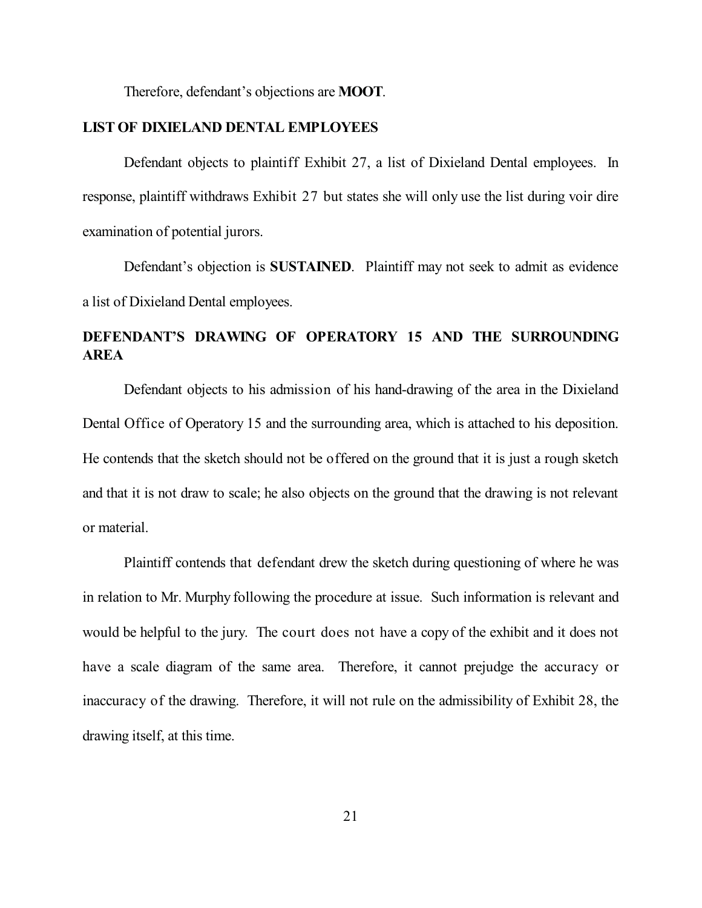Therefore, defendant's objections are **MOOT**.

**LIST OF DIXIELAND DENTAL EMPLOYEES**

Defendant objects to plaintiff Exhibit 27, a list of Dixieland Dental employees. In response, plaintiff withdraws Exhibit 27 but states she will only use the list during voir dire examination of potential jurors.

Defendant's objection is **SUSTAINED**. Plaintiff may not seek to admit as evidence a list of Dixieland Dental employees.

**DEFENDANT'S DRAWING OF OPERATORY 15 AND THE SURROUNDING AREA**

Defendant objects to his admission of his hand-drawing of the area in the Dixieland Dental Office of Operatory 15 and the surrounding area, which is attached to his deposition. He contends that the sketch should not be offered on the ground that it is just a rough sketch and that it is not draw to scale; he also objects on the ground that the drawing is not relevant or material.

Plaintiff contends that defendant drew the sketch during questioning of where he was in relation to Mr. Murphy following the procedure at issue. Such information is relevant and would be helpful to the jury. The court does not have a copy of the exhibit and it does not have a scale diagram of the same area. Therefore, it cannot prejudge the accuracy or inaccuracy of the drawing. Therefore, it will not rule on the admissibility of Exhibit 28, the drawing itself, at this time.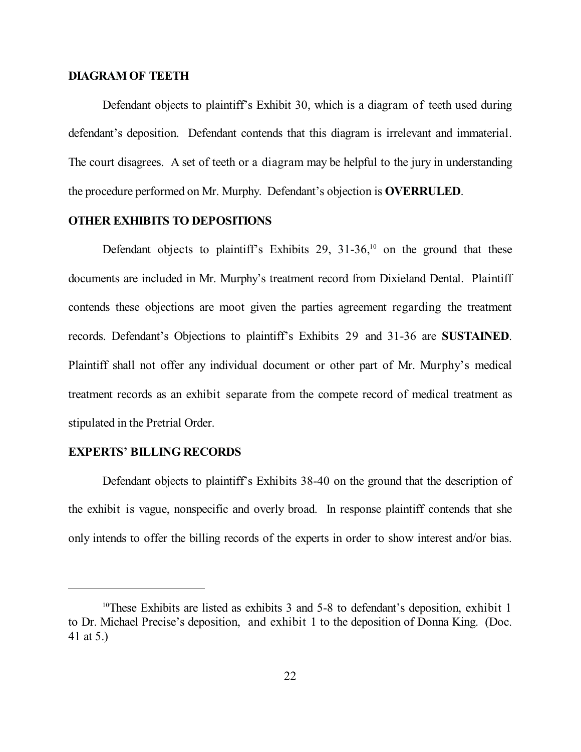**DIAGRAM OF TEETH**

Defendant objects to plaintiff's Exhibit 30, which is a diagram of teeth used during defendant's deposition. Defendant contends that this diagram is irrelevant and immaterial. The court disagrees. A set of teeth or a diagram may be helpful to the jury in understanding the procedure performed on Mr. Murphy. Defendant's objection is **OVERRULED**.

**OTHER EXHIBITS TO DEPOSITIONS**

Defendant objects to plaintiff's Exhibits 29, 31-36,[10] on the ground that these documents are included in Mr. Murphy's treatment record from Dixieland Dental. Plaintiff contends these objections are moot given the parties agreement regarding the treatment records. Defendant's Objections to plaintiff's Exhibits 29 and 31-36 are **SUSTAINED**. Plaintiff shall not offer any individual document or other part of Mr. Murphy's medical treatment records as an exhibit separate from the compete record of medical treatment as stipulated in the Pretrial Order.

**EXPERTS' BILLING RECORDS**

Defendant objects to plaintiff's Exhibits 38-40 on the ground that the description of the exhibit is vague, nonspecific and overly broad. In response plaintiff contends that she only intends to offer the billing records of the experts in order to show interest and/or bias.

---

[10] These Exhibits are listed as exhibits 3 and 5-8 to defendant's deposition, exhibit 1 to Dr. Michael Precise's deposition, and exhibit 1 to the deposition of Donna King. (Doc. 41 at 5.)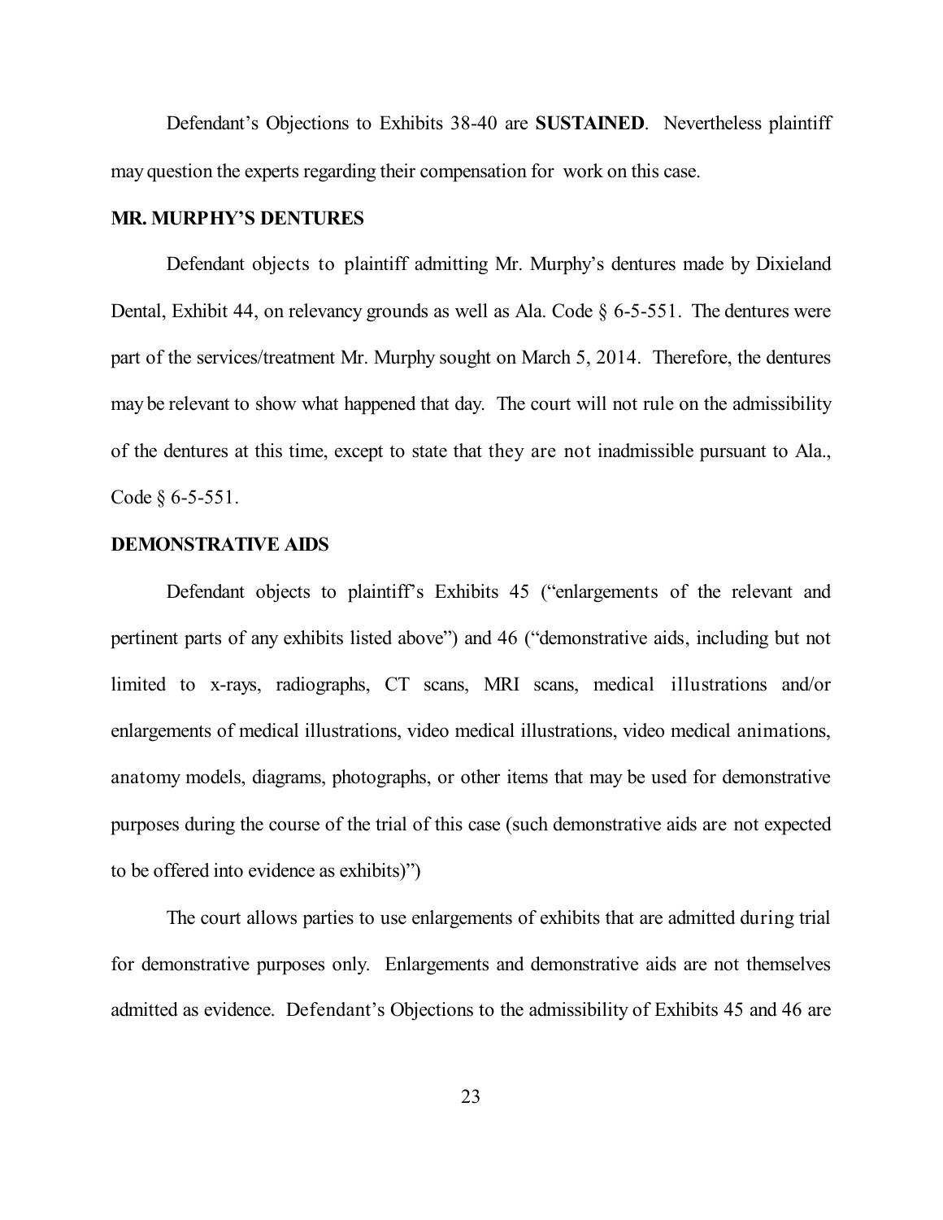Defendant's Objections to Exhibits 38-40 are **SUSTAINED**. Nevertheless plaintiff may question the experts regarding their compensation for work on this case.

**MR. MURPHY'S DENTURES**

Defendant objects to plaintiff admitting Mr. Murphy's dentures made by Dixieland Dental, Exhibit 44, on relevancy grounds as well as Ala. Code § 6-5-551. The dentures were part of the services/treatment Mr. Murphy sought on March 5, 2014. Therefore, the dentures may be relevant to show what happened that day. The court will not rule on the admissibility of the dentures at this time, except to state that they are not inadmissible pursuant to Ala., Code § 6-5-551.

**DEMONSTRATIVE AIDS**

Defendant objects to plaintiff's Exhibits 45 ("enlargements of the relevant and pertinent parts of any exhibits listed above") and 46 ("demonstrative aids, including but not limited to x-rays, radiographs, CT scans, MRI scans, medical illustrations and/or enlargements of medical illustrations, video medical illustrations, video medical animations, anatomy models, diagrams, photographs, or other items that may be used for demonstrative purposes during the course of the trial of this case (such demonstrative aids are not expected to be offered into evidence as exhibits)")

The court allows parties to use enlargements of exhibits that are admitted during trial for demonstrative purposes only. Enlargements and demonstrative aids are not themselves admitted as evidence. Defendant's Objections to the admissibility of Exhibits 45 and 46 are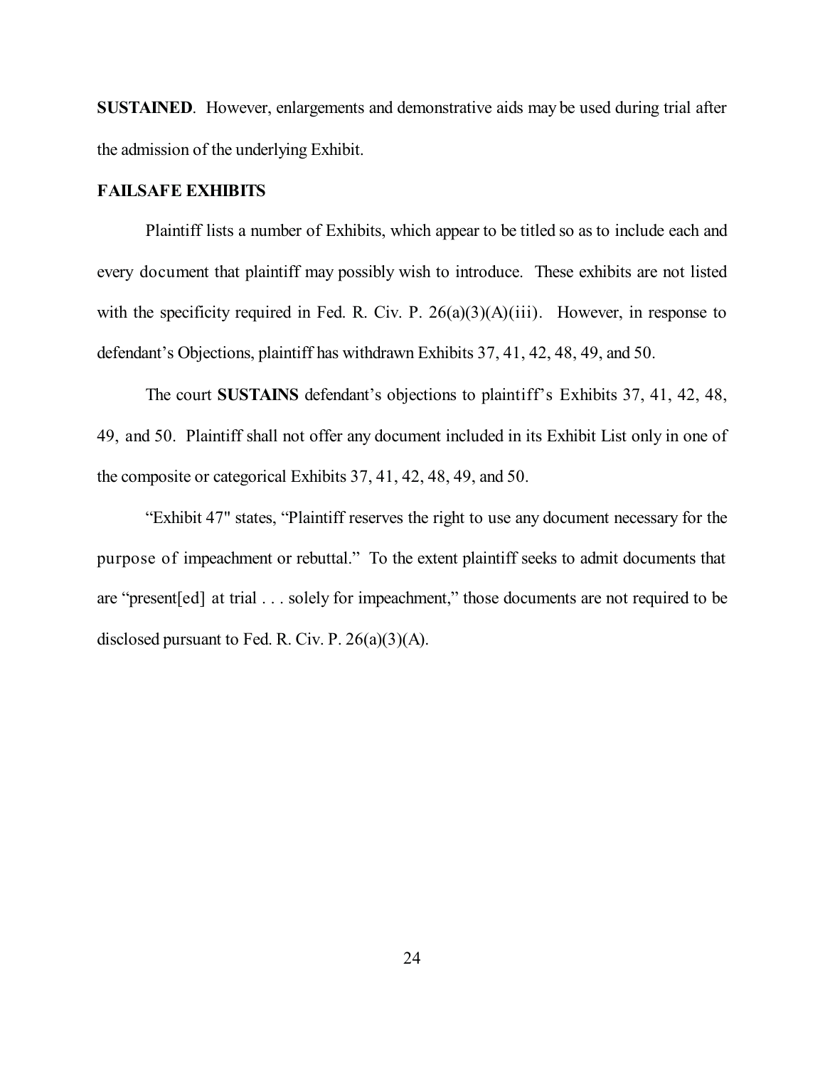**SUSTAINED**. However, enlargements and demonstrative aids may be used during trial after the admission of the underlying Exhibit.

**FAILSAFE EXHIBITS**

Plaintiff lists a number of Exhibits, which appear to be titled so as to include each and every document that plaintiff may possibly wish to introduce. These exhibits are not listed with the specificity required in Fed. R. Civ. P. 26(a)(3)(A)(iii). However, in response to defendant's Objections, plaintiff has withdrawn Exhibits 37, 41, 42, 48, 49, and 50.

The court **SUSTAINS** defendant's objections to plaintiff's Exhibits 37, 41, 42, 48, 49, and 50. Plaintiff shall not offer any document included in its Exhibit List only in one of the composite or categorical Exhibits 37, 41, 42, 48, 49, and 50.

"Exhibit 47" states, "Plaintiff reserves the right to use any document necessary for the purpose of impeachment or rebuttal." To the extent plaintiff seeks to admit documents that are "present[ed] at trial . . . solely for impeachment," those documents are not required to be disclosed pursuant to Fed. R. Civ. P. 26(a)(3)(A).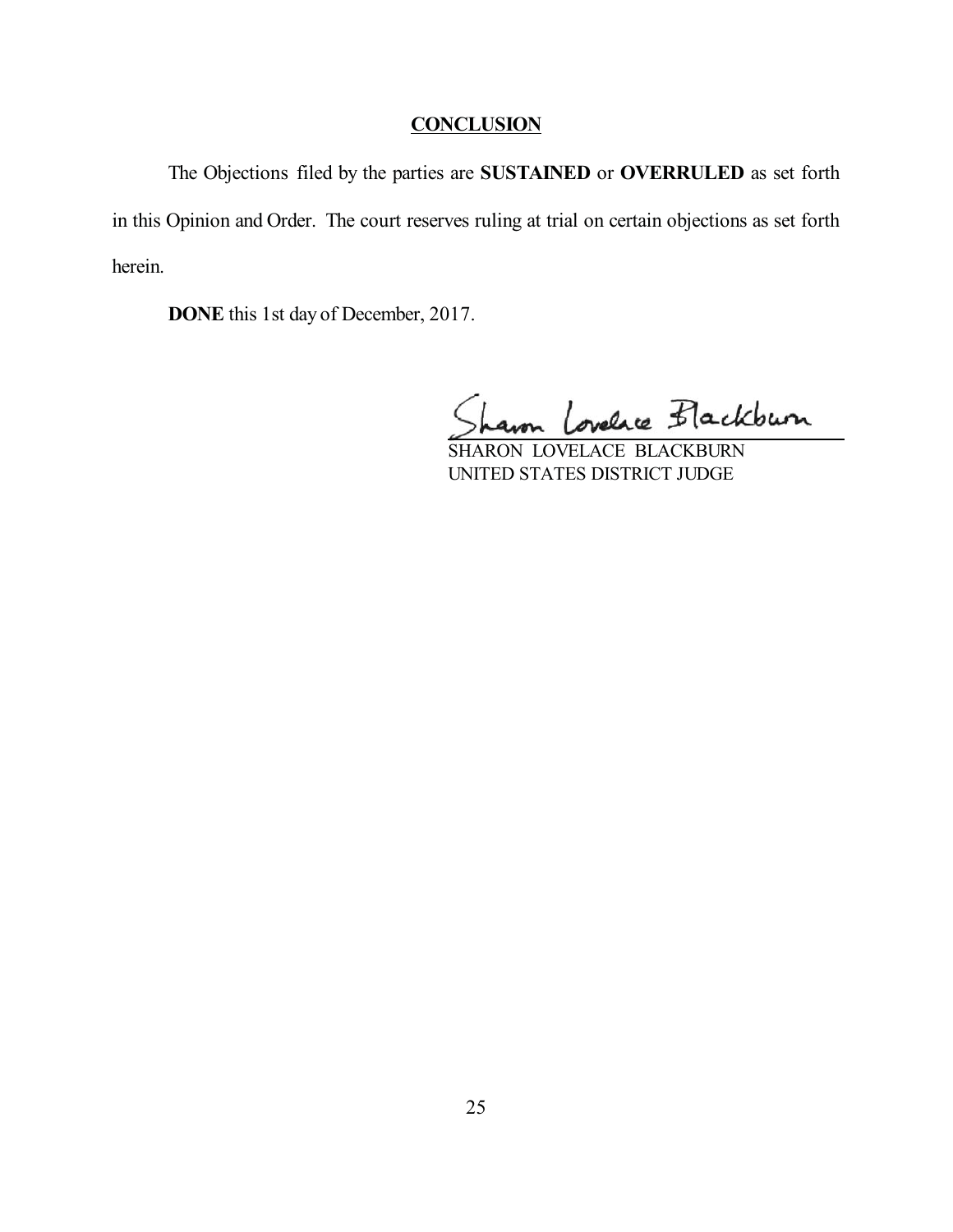## CONCLUSION

The Objections filed by the parties are **SUSTAINED** or **OVERRULED** as set forth in this Opinion and Order. The court reserves ruling at trial on certain objections as set forth herein.

**DONE** this 1st day of December, 2017.

Sharon Lovelace Blackburn

SHARON LOVELACE BLACKBURN
UNITED STATES DISTRICT JUDGE